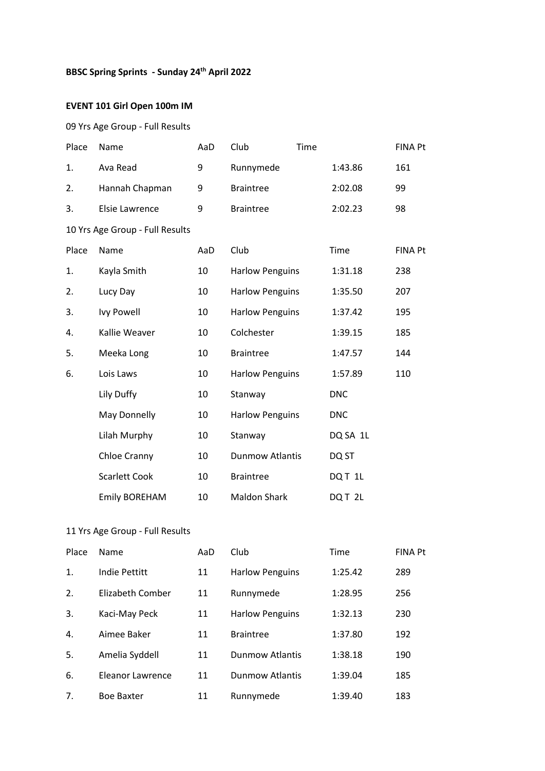**BBSC Spring Sprints - Sunday 24th April 2022**

**EVENT 101 Girl Open 100m IM**

09 Yrs Age Group - Full Results

| Place | Name | AaD | Club | Time | FINA Pt |
|---|---|---|---|---|---|
| 1. | Ava Read | 9 | Runnymede | 1:43.86 | 161 |
| 2. | Hannah Chapman | 9 | Braintree | 2:02.08 | 99 |
| 3. | Elsie Lawrence | 9 | Braintree | 2:02.23 | 98 |

10 Yrs Age Group - Full Results

| Place | Name | AaD | Club | Time | FINA Pt |
|---|---|---|---|---|---|
| 1. | Kayla Smith | 10 | Harlow Penguins | 1:31.18 | 238 |
| 2. | Lucy Day | 10 | Harlow Penguins | 1:35.50 | 207 |
| 3. | Ivy Powell | 10 | Harlow Penguins | 1:37.42 | 195 |
| 4. | Kallie Weaver | 10 | Colchester | 1:39.15 | 185 |
| 5. | Meeka Long | 10 | Braintree | 1:47.57 | 144 |
| 6. | Lois Laws | 10 | Harlow Penguins | 1:57.89 | 110 |
| | Lily Duffy | 10 | Stanway | DNC | |
| | May Donnelly | 10 | Harlow Penguins | DNC | |
| | Lilah Murphy | 10 | Stanway | DQ SA 1L | |
| | Chloe Cranny | 10 | Dunmow Atlantis | DQ ST | |
| | Scarlett Cook | 10 | Braintree | DQ T 1L | |
| | Emily BOREHAM | 10 | Maldon Shark | DQ T 2L | |

11 Yrs Age Group - Full Results

| Place | Name | AaD | Club | Time | FINA Pt |
|---|---|---|---|---|---|
| 1. | Indie Pettitt | 11 | Harlow Penguins | 1:25.42 | 289 |
| 2. | Elizabeth Comber | 11 | Runnymede | 1:28.95 | 256 |
| 3. | Kaci-May Peck | 11 | Harlow Penguins | 1:32.13 | 230 |
| 4. | Aimee Baker | 11 | Braintree | 1:37.80 | 192 |
| 5. | Amelia Syddell | 11 | Dunmow Atlantis | 1:38.18 | 190 |
| 6. | Eleanor Lawrence | 11 | Dunmow Atlantis | 1:39.04 | 185 |
| 7. | Boe Baxter | 11 | Runnymede | 1:39.40 | 183 |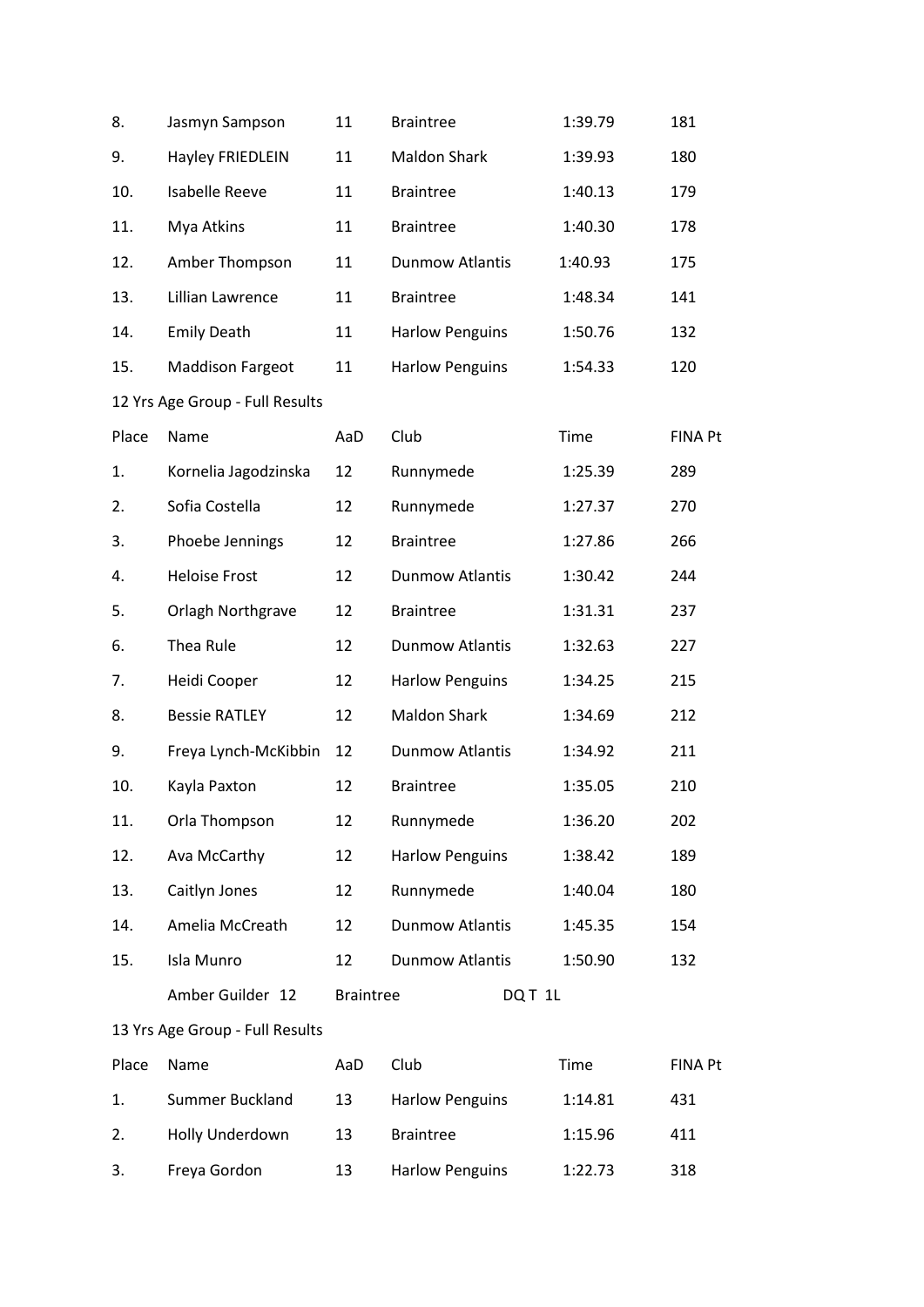| | | | | | |
|---|---|---|---|---|---|
| 8. | Jasmyn Sampson | 11 | Braintree | 1:39.79 | 181 |
| 9. | Hayley FRIEDLEIN | 11 | Maldon Shark | 1:39.93 | 180 |
| 10. | Isabelle Reeve | 11 | Braintree | 1:40.13 | 179 |
| 11. | Mya Atkins | 11 | Braintree | 1:40.30 | 178 |
| 12. | Amber Thompson | 11 | Dunmow Atlantis | 1:40.93 | 175 |
| 13. | Lillian Lawrence | 11 | Braintree | 1:48.34 | 141 |
| 14. | Emily Death | 11 | Harlow Penguins | 1:50.76 | 132 |
| 15. | Maddison Fargeot | 11 | Harlow Penguins | 1:54.33 | 120 |

12 Yrs Age Group - Full Results

| Place | Name | AaD | Club | Time | FINA Pt |
|---|---|---|---|---|---|
| 1. | Kornelia Jagodzinska | 12 | Runnymede | 1:25.39 | 289 |
| 2. | Sofia Costella | 12 | Runnymede | 1:27.37 | 270 |
| 3. | Phoebe Jennings | 12 | Braintree | 1:27.86 | 266 |
| 4. | Heloise Frost | 12 | Dunmow Atlantis | 1:30.42 | 244 |
| 5. | Orlagh Northgrave | 12 | Braintree | 1:31.31 | 237 |
| 6. | Thea Rule | 12 | Dunmow Atlantis | 1:32.63 | 227 |
| 7. | Heidi Cooper | 12 | Harlow Penguins | 1:34.25 | 215 |
| 8. | Bessie RATLEY | 12 | Maldon Shark | 1:34.69 | 212 |
| 9. | Freya Lynch-McKibbin | 12 | Dunmow Atlantis | 1:34.92 | 211 |
| 10. | Kayla Paxton | 12 | Braintree | 1:35.05 | 210 |
| 11. | Orla Thompson | 12 | Runnymede | 1:36.20 | 202 |
| 12. | Ava McCarthy | 12 | Harlow Penguins | 1:38.42 | 189 |
| 13. | Caitlyn Jones | 12 | Runnymede | 1:40.04 | 180 |
| 14. | Amelia McCreath | 12 | Dunmow Atlantis | 1:45.35 | 154 |
| 15. | Isla Munro | 12 | Dunmow Atlantis | 1:50.90 | 132 |
| | Amber Guilder | 12 | Braintree | DQ T 1L | |

13 Yrs Age Group - Full Results

| Place | Name | AaD | Club | Time | FINA Pt |
|---|---|---|---|---|---|
| 1. | Summer Buckland | 13 | Harlow Penguins | 1:14.81 | 431 |
| 2. | Holly Underdown | 13 | Braintree | 1:15.96 | 411 |
| 3. | Freya Gordon | 13 | Harlow Penguins | 1:22.73 | 318 |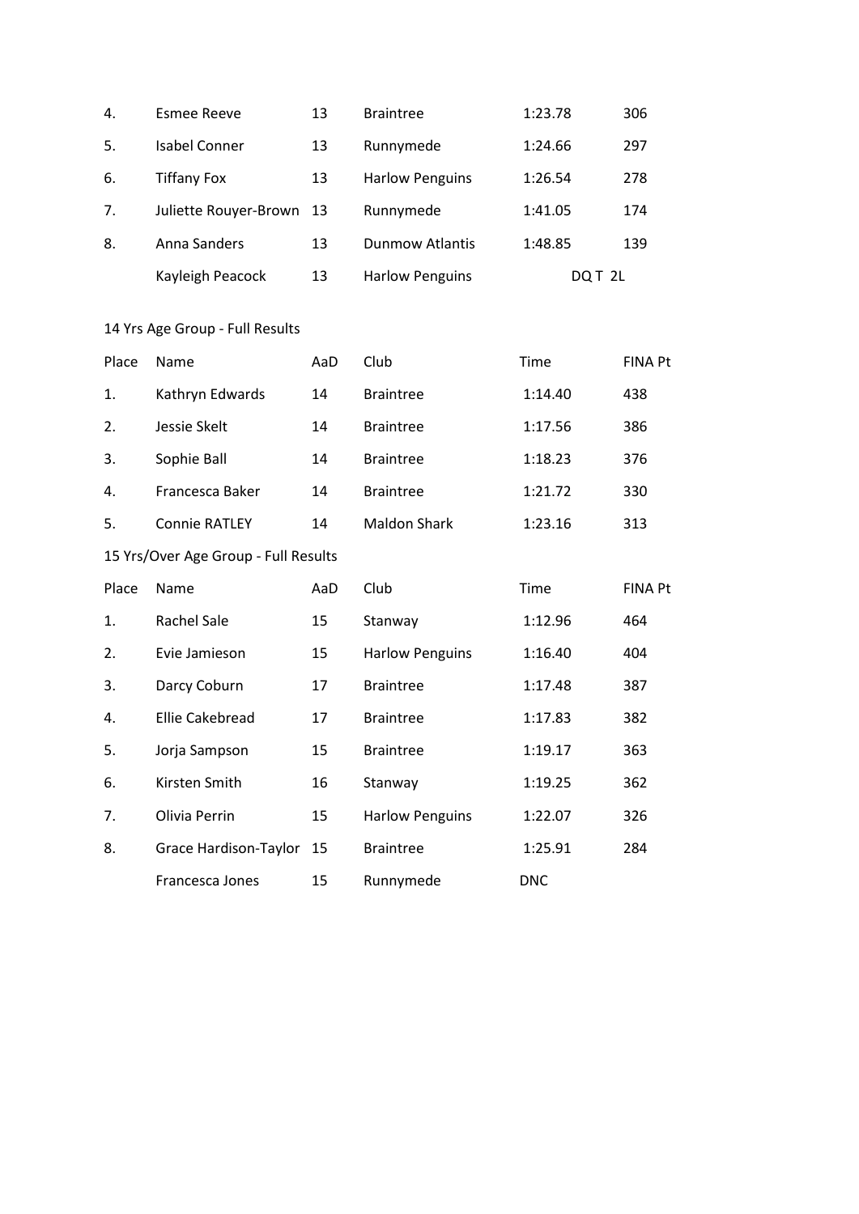| | | | | | |
|---|---|---|---|---|---|
| 4. | Esmee Reeve | 13 | Braintree | 1:23.78 | 306 |
| 5. | Isabel Conner | 13 | Runnymede | 1:24.66 | 297 |
| 6. | Tiffany Fox | 13 | Harlow Penguins | 1:26.54 | 278 |
| 7. | Juliette Rouyer-Brown | 13 | Runnymede | 1:41.05 | 174 |
| 8. | Anna Sanders | 13 | Dunmow Atlantis | 1:48.85 | 139 |
| | Kayleigh Peacock | 13 | Harlow Penguins | DQ T 2L | |

14 Yrs Age Group - Full Results

| Place | Name | AaD | Club | Time | FINA Pt |
|---|---|---|---|---|---|
| 1. | Kathryn Edwards | 14 | Braintree | 1:14.40 | 438 |
| 2. | Jessie Skelt | 14 | Braintree | 1:17.56 | 386 |
| 3. | Sophie Ball | 14 | Braintree | 1:18.23 | 376 |
| 4. | Francesca Baker | 14 | Braintree | 1:21.72 | 330 |
| 5. | Connie RATLEY | 14 | Maldon Shark | 1:23.16 | 313 |

15 Yrs/Over Age Group - Full Results

| Place | Name | AaD | Club | Time | FINA Pt |
|---|---|---|---|---|---|
| 1. | Rachel Sale | 15 | Stanway | 1:12.96 | 464 |
| 2. | Evie Jamieson | 15 | Harlow Penguins | 1:16.40 | 404 |
| 3. | Darcy Coburn | 17 | Braintree | 1:17.48 | 387 |
| 4. | Ellie Cakebread | 17 | Braintree | 1:17.83 | 382 |
| 5. | Jorja Sampson | 15 | Braintree | 1:19.17 | 363 |
| 6. | Kirsten Smith | 16 | Stanway | 1:19.25 | 362 |
| 7. | Olivia Perrin | 15 | Harlow Penguins | 1:22.07 | 326 |
| 8. | Grace Hardison-Taylor | 15 | Braintree | 1:25.91 | 284 |
| | Francesca Jones | 15 | Runnymede | DNC | |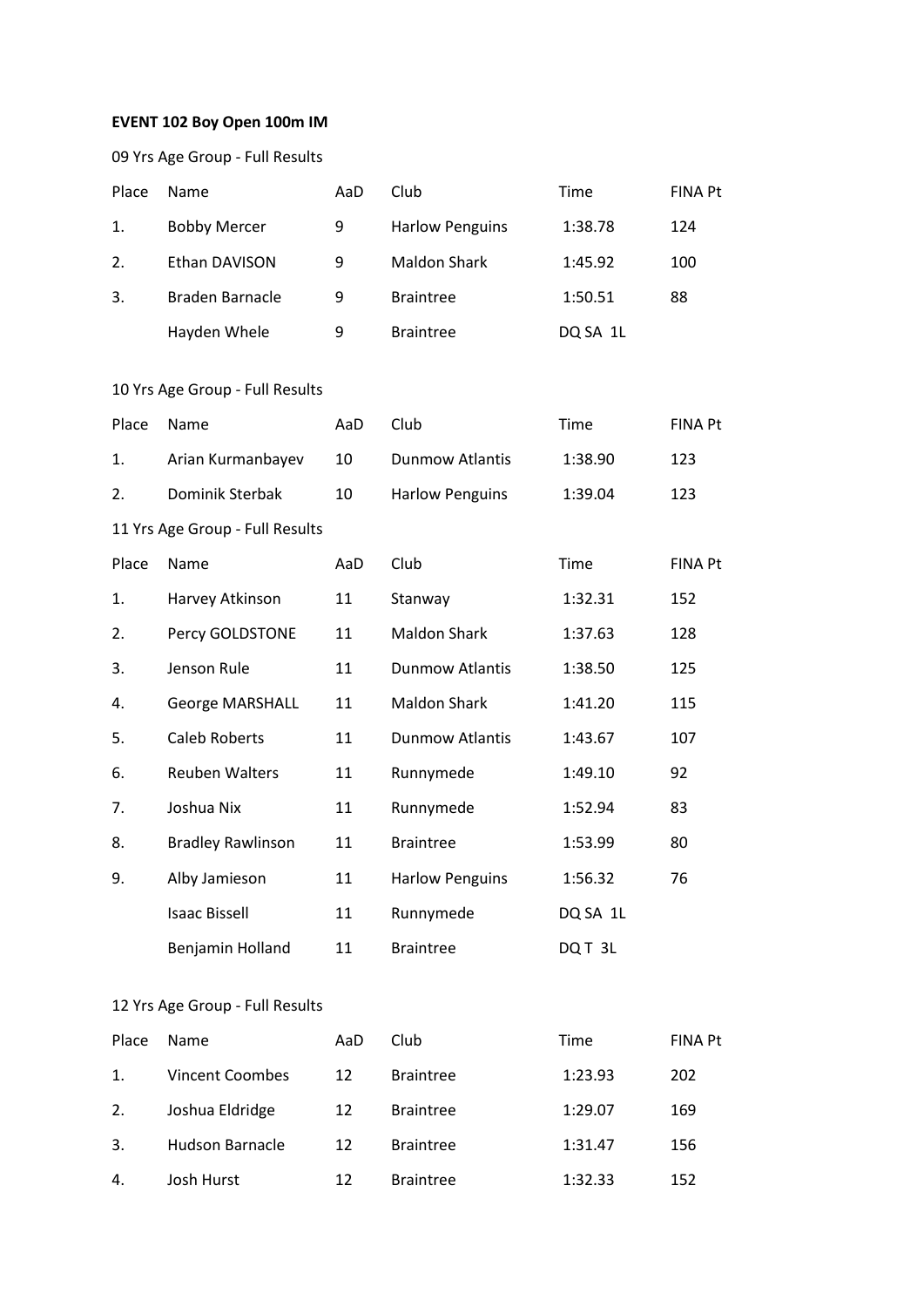**EVENT 102 Boy Open 100m IM**

09 Yrs Age Group - Full Results

| Place | Name | AaD | Club | Time | FINA Pt |
|---|---|---|---|---|---|
| 1. | Bobby Mercer | 9 | Harlow Penguins | 1:38.78 | 124 |
| 2. | Ethan DAVISON | 9 | Maldon Shark | 1:45.92 | 100 |
| 3. | Braden Barnacle | 9 | Braintree | 1:50.51 | 88 |
| | Hayden Whele | 9 | Braintree | DQ SA 1L | |

10 Yrs Age Group - Full Results

| Place | Name | AaD | Club | Time | FINA Pt |
|---|---|---|---|---|---|
| 1. | Arian Kurmanbayev | 10 | Dunmow Atlantis | 1:38.90 | 123 |
| 2. | Dominik Sterbak | 10 | Harlow Penguins | 1:39.04 | 123 |

11 Yrs Age Group - Full Results

| Place | Name | AaD | Club | Time | FINA Pt |
|---|---|---|---|---|---|
| 1. | Harvey Atkinson | 11 | Stanway | 1:32.31 | 152 |
| 2. | Percy GOLDSTONE | 11 | Maldon Shark | 1:37.63 | 128 |
| 3. | Jenson Rule | 11 | Dunmow Atlantis | 1:38.50 | 125 |
| 4. | George MARSHALL | 11 | Maldon Shark | 1:41.20 | 115 |
| 5. | Caleb Roberts | 11 | Dunmow Atlantis | 1:43.67 | 107 |
| 6. | Reuben Walters | 11 | Runnymede | 1:49.10 | 92 |
| 7. | Joshua Nix | 11 | Runnymede | 1:52.94 | 83 |
| 8. | Bradley Rawlinson | 11 | Braintree | 1:53.99 | 80 |
| 9. | Alby Jamieson | 11 | Harlow Penguins | 1:56.32 | 76 |
| | Isaac Bissell | 11 | Runnymede | DQ SA 1L | |
| | Benjamin Holland | 11 | Braintree | DQ T 3L | |

12 Yrs Age Group - Full Results

| Place | Name | AaD | Club | Time | FINA Pt |
|---|---|---|---|---|---|
| 1. | Vincent Coombes | 12 | Braintree | 1:23.93 | 202 |
| 2. | Joshua Eldridge | 12 | Braintree | 1:29.07 | 169 |
| 3. | Hudson Barnacle | 12 | Braintree | 1:31.47 | 156 |
| 4. | Josh Hurst | 12 | Braintree | 1:32.33 | 152 |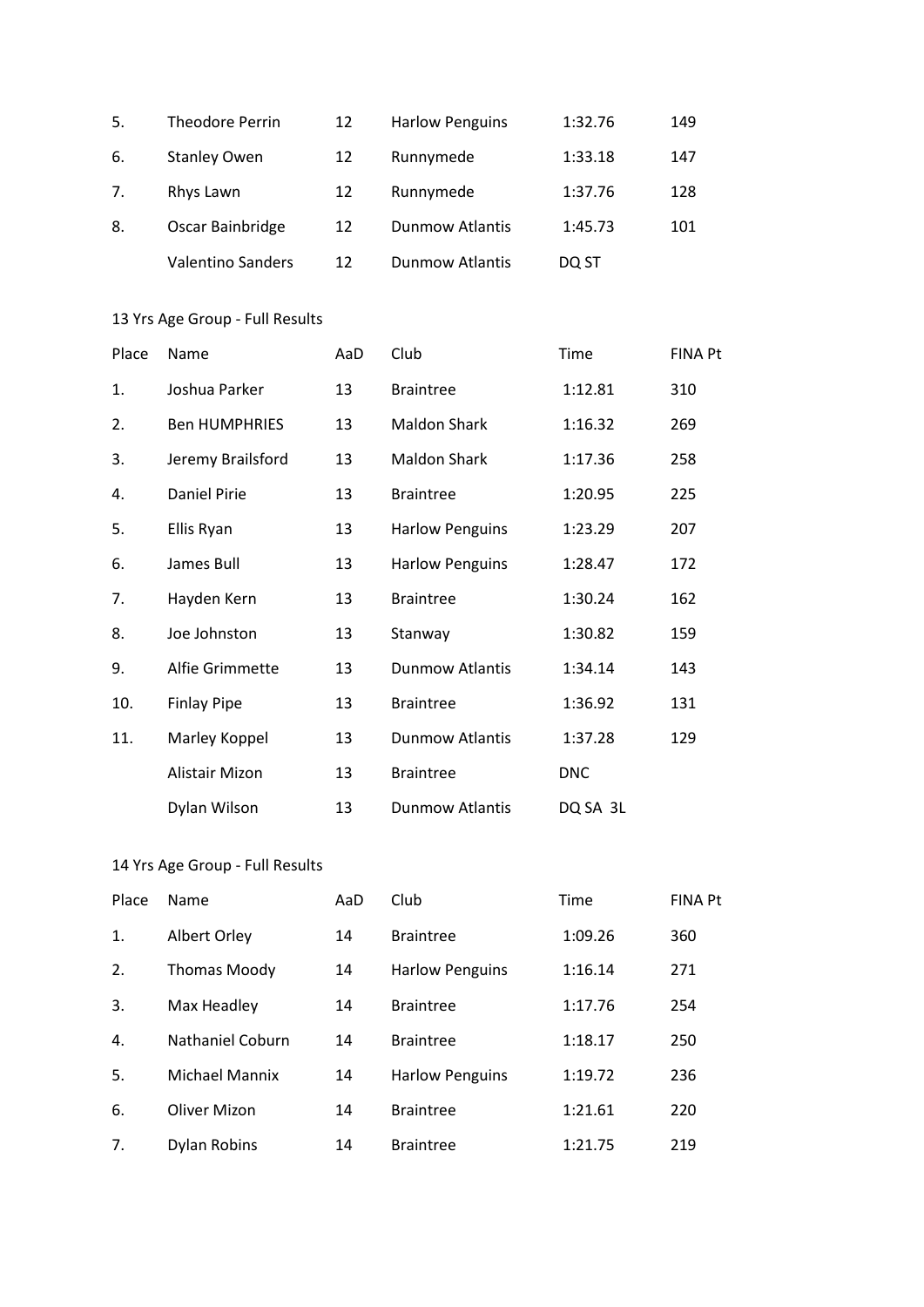| Place | Name | AaD | Club | Time | FINA Pt |
|---|---|---|---|---|---|
| 5. | Theodore Perrin | 12 | Harlow Penguins | 1:32.76 | 149 |
| 6. | Stanley Owen | 12 | Runnymede | 1:33.18 | 147 |
| 7. | Rhys Lawn | 12 | Runnymede | 1:37.76 | 128 |
| 8. | Oscar Bainbridge | 12 | Dunmow Atlantis | 1:45.73 | 101 |
| | Valentino Sanders | 12 | Dunmow Atlantis | DQ ST | |

13 Yrs Age Group - Full Results

| Place | Name | AaD | Club | Time | FINA Pt |
|---|---|---|---|---|---|
| 1. | Joshua Parker | 13 | Braintree | 1:12.81 | 310 |
| 2. | Ben HUMPHRIES | 13 | Maldon Shark | 1:16.32 | 269 |
| 3. | Jeremy Brailsford | 13 | Maldon Shark | 1:17.36 | 258 |
| 4. | Daniel Pirie | 13 | Braintree | 1:20.95 | 225 |
| 5. | Ellis Ryan | 13 | Harlow Penguins | 1:23.29 | 207 |
| 6. | James Bull | 13 | Harlow Penguins | 1:28.47 | 172 |
| 7. | Hayden Kern | 13 | Braintree | 1:30.24 | 162 |
| 8. | Joe Johnston | 13 | Stanway | 1:30.82 | 159 |
| 9. | Alfie Grimmette | 13 | Dunmow Atlantis | 1:34.14 | 143 |
| 10. | Finlay Pipe | 13 | Braintree | 1:36.92 | 131 |
| 11. | Marley Koppel | 13 | Dunmow Atlantis | 1:37.28 | 129 |
| | Alistair Mizon | 13 | Braintree | DNC | |
| | Dylan Wilson | 13 | Dunmow Atlantis | DQ SA 3L | |

14 Yrs Age Group - Full Results

| Place | Name | AaD | Club | Time | FINA Pt |
|---|---|---|---|---|---|
| 1. | Albert Orley | 14 | Braintree | 1:09.26 | 360 |
| 2. | Thomas Moody | 14 | Harlow Penguins | 1:16.14 | 271 |
| 3. | Max Headley | 14 | Braintree | 1:17.76 | 254 |
| 4. | Nathaniel Coburn | 14 | Braintree | 1:18.17 | 250 |
| 5. | Michael Mannix | 14 | Harlow Penguins | 1:19.72 | 236 |
| 6. | Oliver Mizon | 14 | Braintree | 1:21.61 | 220 |
| 7. | Dylan Robins | 14 | Braintree | 1:21.75 | 219 |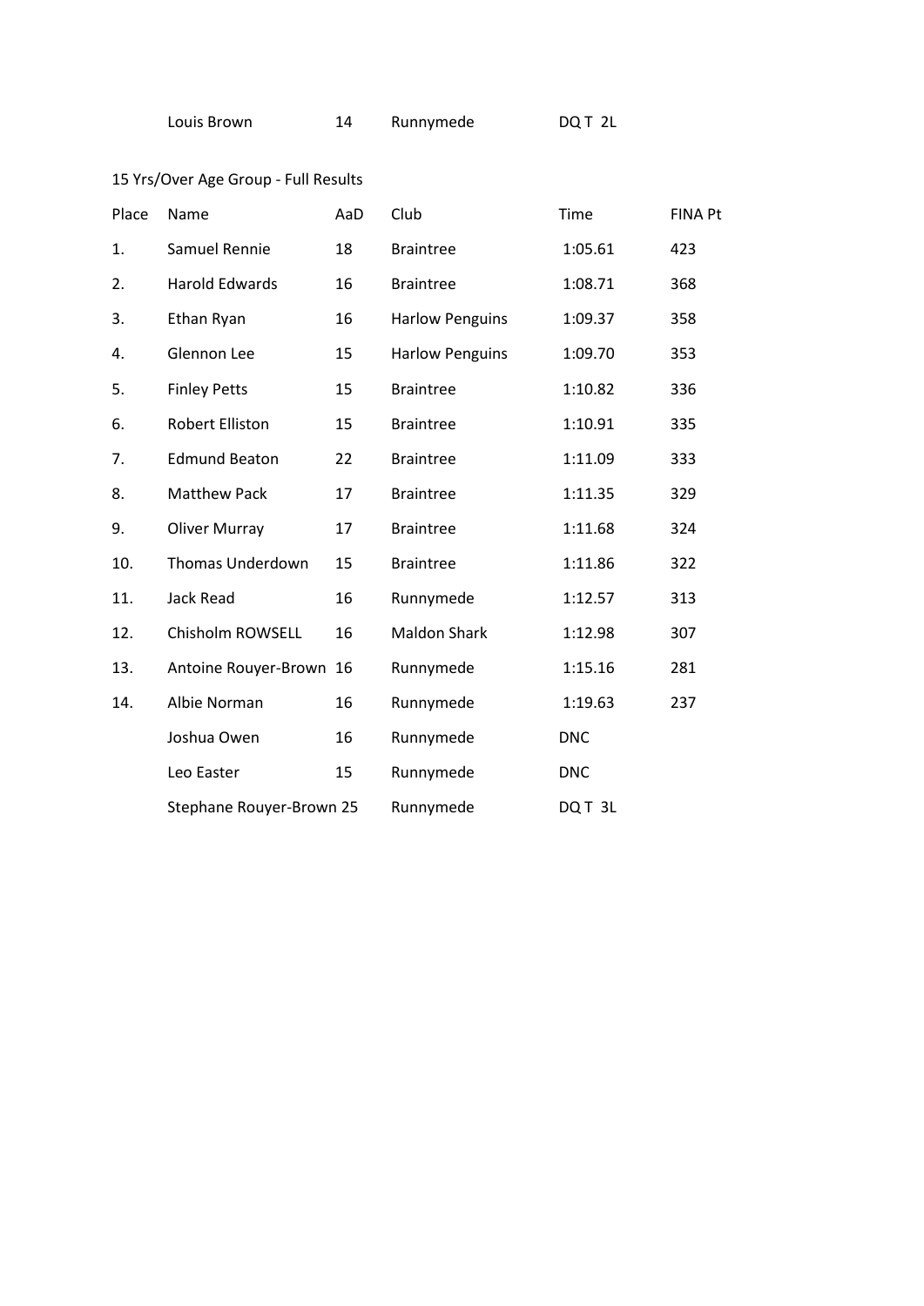| | Louis Brown | 14 | Runnymede | DQ T 2L | |
|---|---|---|---|---|---|

15 Yrs/Over Age Group - Full Results

| Place | Name | AaD | Club | Time | FINA Pt |
|---|---|---|---|---|---|
| 1. | Samuel Rennie | 18 | Braintree | 1:05.61 | 423 |
| 2. | Harold Edwards | 16 | Braintree | 1:08.71 | 368 |
| 3. | Ethan Ryan | 16 | Harlow Penguins | 1:09.37 | 358 |
| 4. | Glennon Lee | 15 | Harlow Penguins | 1:09.70 | 353 |
| 5. | Finley Petts | 15 | Braintree | 1:10.82 | 336 |
| 6. | Robert Elliston | 15 | Braintree | 1:10.91 | 335 |
| 7. | Edmund Beaton | 22 | Braintree | 1:11.09 | 333 |
| 8. | Matthew Pack | 17 | Braintree | 1:11.35 | 329 |
| 9. | Oliver Murray | 17 | Braintree | 1:11.68 | 324 |
| 10. | Thomas Underdown | 15 | Braintree | 1:11.86 | 322 |
| 11. | Jack Read | 16 | Runnymede | 1:12.57 | 313 |
| 12. | Chisholm ROWSELL | 16 | Maldon Shark | 1:12.98 | 307 |
| 13. | Antoine Rouyer-Brown | 16 | Runnymede | 1:15.16 | 281 |
| 14. | Albie Norman | 16 | Runnymede | 1:19.63 | 237 |
| | Joshua Owen | 16 | Runnymede | DNC | |
| | Leo Easter | 15 | Runnymede | DNC | |
| | Stephane Rouyer-Brown | 25 | Runnymede | DQ T 3L | |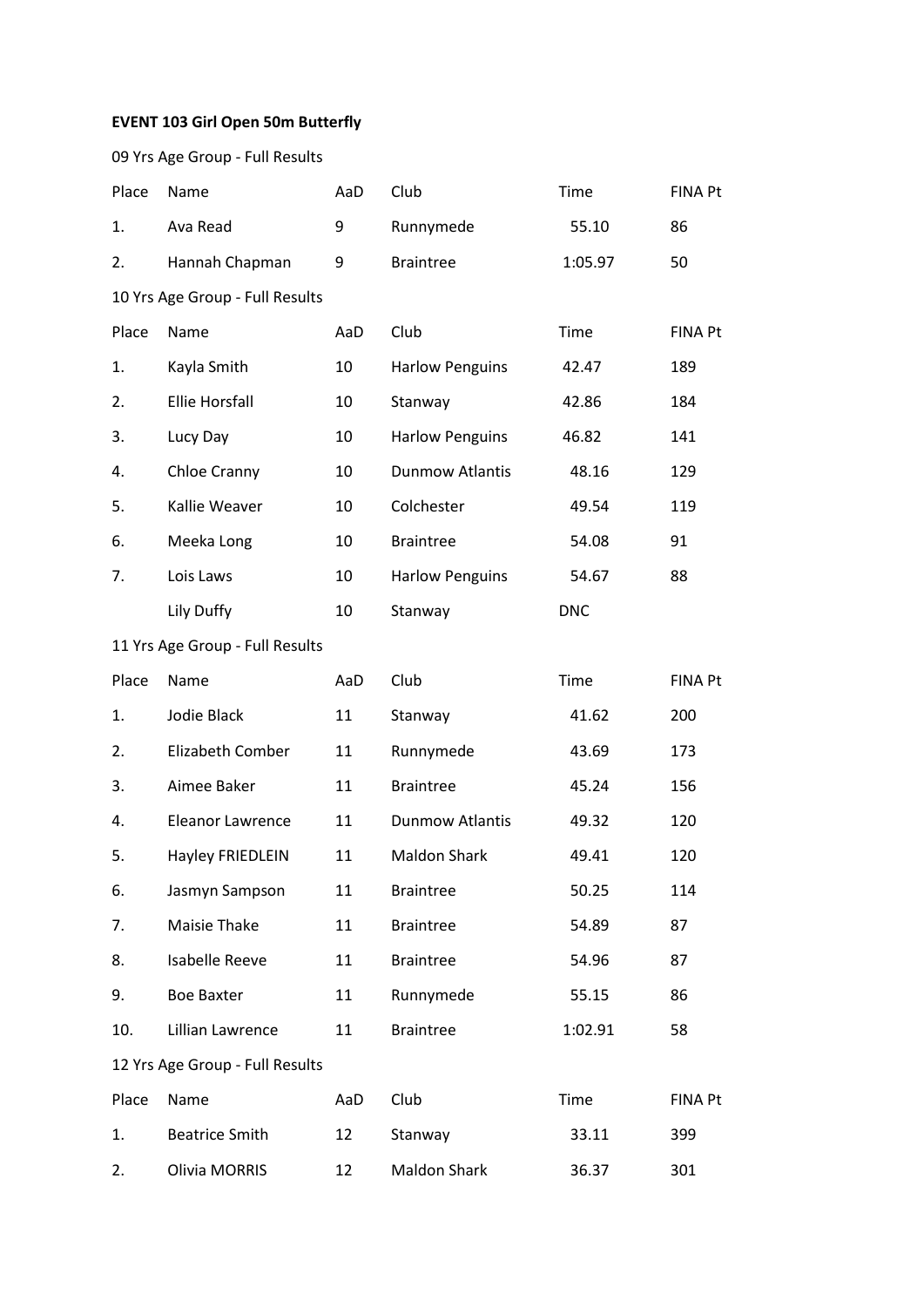**EVENT 103 Girl Open 50m Butterfly**

09 Yrs Age Group - Full Results

| Place | Name | AaD | Club | Time | FINA Pt |
|---|---|---|---|---|---|
| 1. | Ava Read | 9 | Runnymede | 55.10 | 86 |
| 2. | Hannah Chapman | 9 | Braintree | 1:05.97 | 50 |

10 Yrs Age Group - Full Results

| Place | Name | AaD | Club | Time | FINA Pt |
|---|---|---|---|---|---|
| 1. | Kayla Smith | 10 | Harlow Penguins | 42.47 | 189 |
| 2. | Ellie Horsfall | 10 | Stanway | 42.86 | 184 |
| 3. | Lucy Day | 10 | Harlow Penguins | 46.82 | 141 |
| 4. | Chloe Cranny | 10 | Dunmow Atlantis | 48.16 | 129 |
| 5. | Kallie Weaver | 10 | Colchester | 49.54 | 119 |
| 6. | Meeka Long | 10 | Braintree | 54.08 | 91 |
| 7. | Lois Laws | 10 | Harlow Penguins | 54.67 | 88 |
| | Lily Duffy | 10 | Stanway | DNC | |

11 Yrs Age Group - Full Results

| Place | Name | AaD | Club | Time | FINA Pt |
|---|---|---|---|---|---|
| 1. | Jodie Black | 11 | Stanway | 41.62 | 200 |
| 2. | Elizabeth Comber | 11 | Runnymede | 43.69 | 173 |
| 3. | Aimee Baker | 11 | Braintree | 45.24 | 156 |
| 4. | Eleanor Lawrence | 11 | Dunmow Atlantis | 49.32 | 120 |
| 5. | Hayley FRIEDLEIN | 11 | Maldon Shark | 49.41 | 120 |
| 6. | Jasmyn Sampson | 11 | Braintree | 50.25 | 114 |
| 7. | Maisie Thake | 11 | Braintree | 54.89 | 87 |
| 8. | Isabelle Reeve | 11 | Braintree | 54.96 | 87 |
| 9. | Boe Baxter | 11 | Runnymede | 55.15 | 86 |
| 10. | Lillian Lawrence | 11 | Braintree | 1:02.91 | 58 |

12 Yrs Age Group - Full Results

| Place | Name | AaD | Club | Time | FINA Pt |
|---|---|---|---|---|---|
| 1. | Beatrice Smith | 12 | Stanway | 33.11 | 399 |
| 2. | Olivia MORRIS | 12 | Maldon Shark | 36.37 | 301 |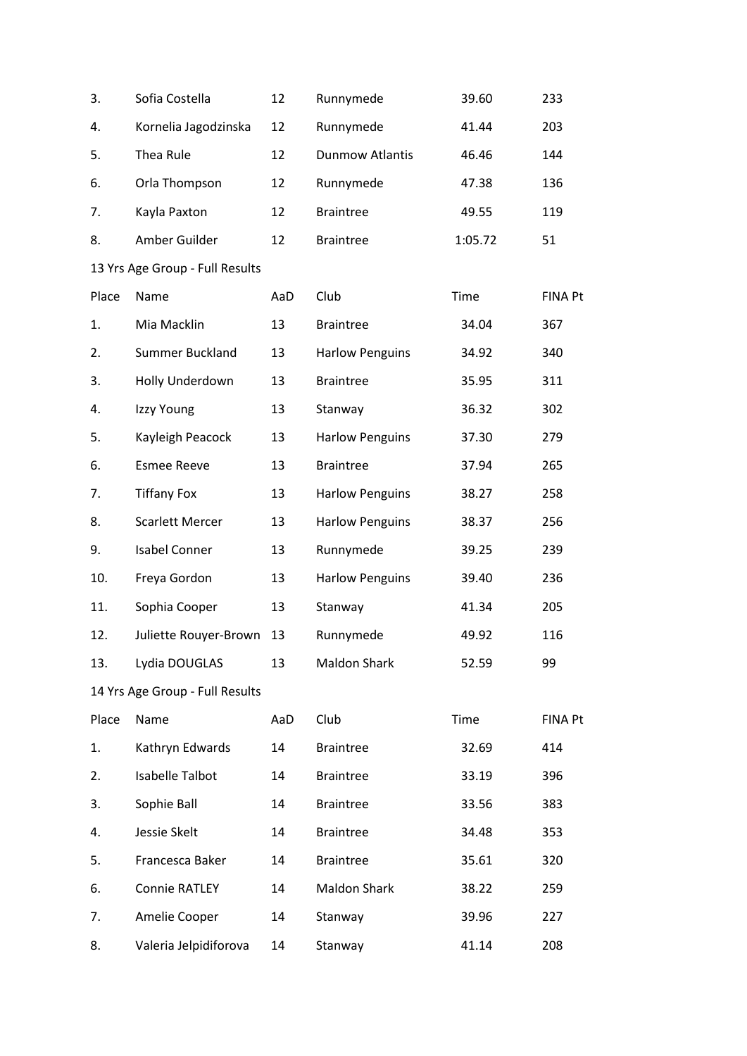| | | | | | |
|---|---|---|---|---|---|
| 3. | Sofia Costella | 12 | Runnymede | 39.60 | 233 |
| 4. | Kornelia Jagodzinska | 12 | Runnymede | 41.44 | 203 |
| 5. | Thea Rule | 12 | Dunmow Atlantis | 46.46 | 144 |
| 6. | Orla Thompson | 12 | Runnymede | 47.38 | 136 |
| 7. | Kayla Paxton | 12 | Braintree | 49.55 | 119 |
| 8. | Amber Guilder | 12 | Braintree | 1:05.72 | 51 |

13 Yrs Age Group - Full Results

| Place | Name | AaD | Club | Time | FINA Pt |
|---|---|---|---|---|---|
| 1. | Mia Macklin | 13 | Braintree | 34.04 | 367 |
| 2. | Summer Buckland | 13 | Harlow Penguins | 34.92 | 340 |
| 3. | Holly Underdown | 13 | Braintree | 35.95 | 311 |
| 4. | Izzy Young | 13 | Stanway | 36.32 | 302 |
| 5. | Kayleigh Peacock | 13 | Harlow Penguins | 37.30 | 279 |
| 6. | Esmee Reeve | 13 | Braintree | 37.94 | 265 |
| 7. | Tiffany Fox | 13 | Harlow Penguins | 38.27 | 258 |
| 8. | Scarlett Mercer | 13 | Harlow Penguins | 38.37 | 256 |
| 9. | Isabel Conner | 13 | Runnymede | 39.25 | 239 |
| 10. | Freya Gordon | 13 | Harlow Penguins | 39.40 | 236 |
| 11. | Sophia Cooper | 13 | Stanway | 41.34 | 205 |
| 12. | Juliette Rouyer-Brown | 13 | Runnymede | 49.92 | 116 |
| 13. | Lydia DOUGLAS | 13 | Maldon Shark | 52.59 | 99 |

14 Yrs Age Group - Full Results

| Place | Name | AaD | Club | Time | FINA Pt |
|---|---|---|---|---|---|
| 1. | Kathryn Edwards | 14 | Braintree | 32.69 | 414 |
| 2. | Isabelle Talbot | 14 | Braintree | 33.19 | 396 |
| 3. | Sophie Ball | 14 | Braintree | 33.56 | 383 |
| 4. | Jessie Skelt | 14 | Braintree | 34.48 | 353 |
| 5. | Francesca Baker | 14 | Braintree | 35.61 | 320 |
| 6. | Connie RATLEY | 14 | Maldon Shark | 38.22 | 259 |
| 7. | Amelie Cooper | 14 | Stanway | 39.96 | 227 |
| 8. | Valeria Jelpidiforova | 14 | Stanway | 41.14 | 208 |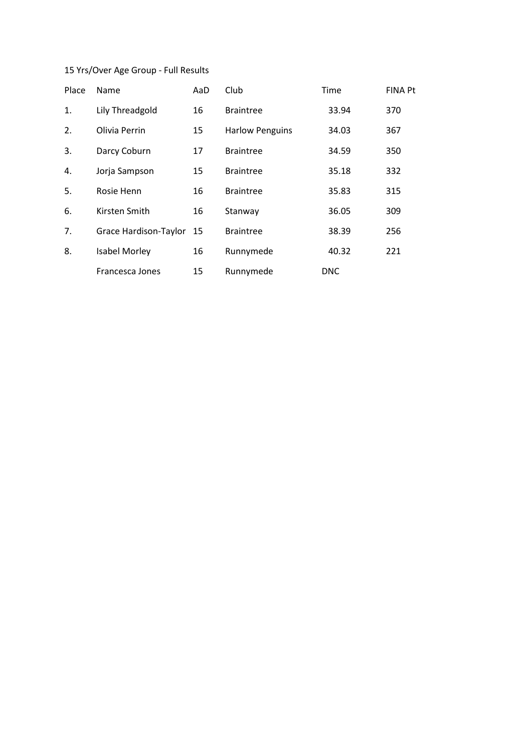15 Yrs/Over Age Group - Full Results

| Place | Name | AaD | Club | Time | FINA Pt |
|---|---|---|---|---|---|
| 1. | Lily Threadgold | 16 | Braintree | 33.94 | 370 |
| 2. | Olivia Perrin | 15 | Harlow Penguins | 34.03 | 367 |
| 3. | Darcy Coburn | 17 | Braintree | 34.59 | 350 |
| 4. | Jorja Sampson | 15 | Braintree | 35.18 | 332 |
| 5. | Rosie Henn | 16 | Braintree | 35.83 | 315 |
| 6. | Kirsten Smith | 16 | Stanway | 36.05 | 309 |
| 7. | Grace Hardison-Taylor | 15 | Braintree | 38.39 | 256 |
| 8. | Isabel Morley | 16 | Runnymede | 40.32 | 221 |
| | Francesca Jones | 15 | Runnymede | DNC | |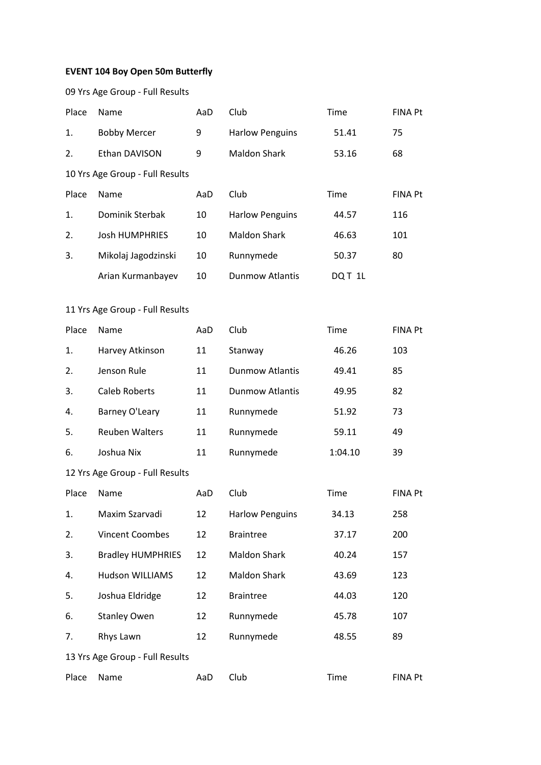**EVENT 104 Boy Open 50m Butterfly**

09 Yrs Age Group - Full Results

| Place | Name | AaD | Club | Time | FINA Pt |
|---|---|---|---|---|---|
| 1. | Bobby Mercer | 9 | Harlow Penguins | 51.41 | 75 |
| 2. | Ethan DAVISON | 9 | Maldon Shark | 53.16 | 68 |

10 Yrs Age Group - Full Results

| Place | Name | AaD | Club | Time | FINA Pt |
|---|---|---|---|---|---|
| 1. | Dominik Sterbak | 10 | Harlow Penguins | 44.57 | 116 |
| 2. | Josh HUMPHRIES | 10 | Maldon Shark | 46.63 | 101 |
| 3. | Mikolaj Jagodzinski | 10 | Runnymede | 50.37 | 80 |
| | Arian Kurmanbayev | 10 | Dunmow Atlantis | DQ T 1L | |

11 Yrs Age Group - Full Results

| Place | Name | AaD | Club | Time | FINA Pt |
|---|---|---|---|---|---|
| 1. | Harvey Atkinson | 11 | Stanway | 46.26 | 103 |
| 2. | Jenson Rule | 11 | Dunmow Atlantis | 49.41 | 85 |
| 3. | Caleb Roberts | 11 | Dunmow Atlantis | 49.95 | 82 |
| 4. | Barney O'Leary | 11 | Runnymede | 51.92 | 73 |
| 5. | Reuben Walters | 11 | Runnymede | 59.11 | 49 |
| 6. | Joshua Nix | 11 | Runnymede | 1:04.10 | 39 |

12 Yrs Age Group - Full Results

| Place | Name | AaD | Club | Time | FINA Pt |
|---|---|---|---|---|---|
| 1. | Maxim Szarvadi | 12 | Harlow Penguins | 34.13 | 258 |
| 2. | Vincent Coombes | 12 | Braintree | 37.17 | 200 |
| 3. | Bradley HUMPHRIES | 12 | Maldon Shark | 40.24 | 157 |
| 4. | Hudson WILLIAMS | 12 | Maldon Shark | 43.69 | 123 |
| 5. | Joshua Eldridge | 12 | Braintree | 44.03 | 120 |
| 6. | Stanley Owen | 12 | Runnymede | 45.78 | 107 |
| 7. | Rhys Lawn | 12 | Runnymede | 48.55 | 89 |

13 Yrs Age Group - Full Results

| Place | Name | AaD | Club | Time | FINA Pt |
|---|---|---|---|---|---|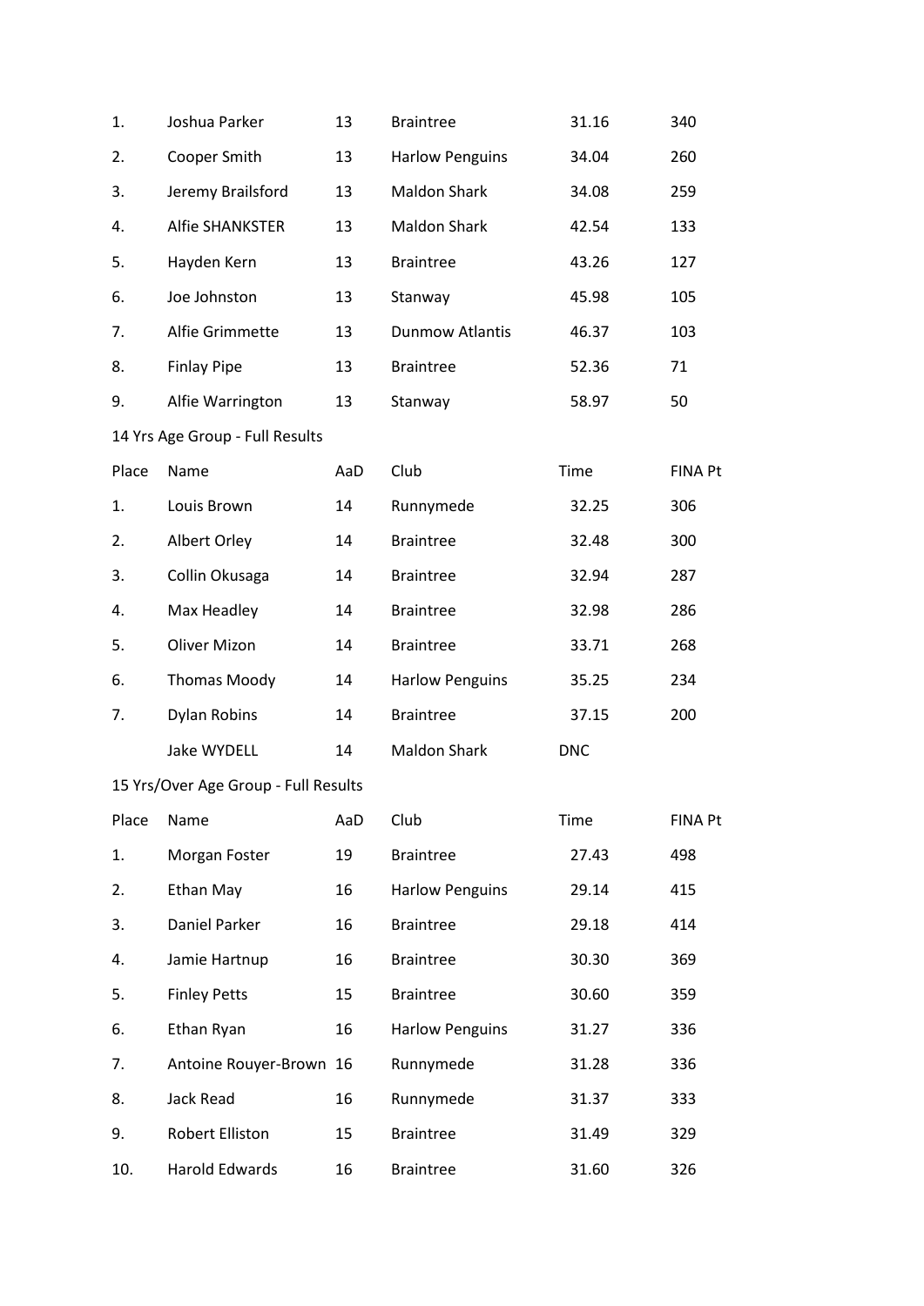| | | | | | |
|---|---|---|---|---|---|
| 1. | Joshua Parker | 13 | Braintree | 31.16 | 340 |
| 2. | Cooper Smith | 13 | Harlow Penguins | 34.04 | 260 |
| 3. | Jeremy Brailsford | 13 | Maldon Shark | 34.08 | 259 |
| 4. | Alfie SHANKSTER | 13 | Maldon Shark | 42.54 | 133 |
| 5. | Hayden Kern | 13 | Braintree | 43.26 | 127 |
| 6. | Joe Johnston | 13 | Stanway | 45.98 | 105 |
| 7. | Alfie Grimmette | 13 | Dunmow Atlantis | 46.37 | 103 |
| 8. | Finlay Pipe | 13 | Braintree | 52.36 | 71 |
| 9. | Alfie Warrington | 13 | Stanway | 58.97 | 50 |

14 Yrs Age Group - Full Results

| Place | Name | AaD | Club | Time | FINA Pt |
|---|---|---|---|---|---|
| 1. | Louis Brown | 14 | Runnymede | 32.25 | 306 |
| 2. | Albert Orley | 14 | Braintree | 32.48 | 300 |
| 3. | Collin Okusaga | 14 | Braintree | 32.94 | 287 |
| 4. | Max Headley | 14 | Braintree | 32.98 | 286 |
| 5. | Oliver Mizon | 14 | Braintree | 33.71 | 268 |
| 6. | Thomas Moody | 14 | Harlow Penguins | 35.25 | 234 |
| 7. | Dylan Robins | 14 | Braintree | 37.15 | 200 |
| | Jake WYDELL | 14 | Maldon Shark | DNC | |

15 Yrs/Over Age Group - Full Results

| Place | Name | AaD | Club | Time | FINA Pt |
|---|---|---|---|---|---|
| 1. | Morgan Foster | 19 | Braintree | 27.43 | 498 |
| 2. | Ethan May | 16 | Harlow Penguins | 29.14 | 415 |
| 3. | Daniel Parker | 16 | Braintree | 29.18 | 414 |
| 4. | Jamie Hartnup | 16 | Braintree | 30.30 | 369 |
| 5. | Finley Petts | 15 | Braintree | 30.60 | 359 |
| 6. | Ethan Ryan | 16 | Harlow Penguins | 31.27 | 336 |
| 7. | Antoine Rouyer-Brown | 16 | Runnymede | 31.28 | 336 |
| 8. | Jack Read | 16 | Runnymede | 31.37 | 333 |
| 9. | Robert Elliston | 15 | Braintree | 31.49 | 329 |
| 10. | Harold Edwards | 16 | Braintree | 31.60 | 326 |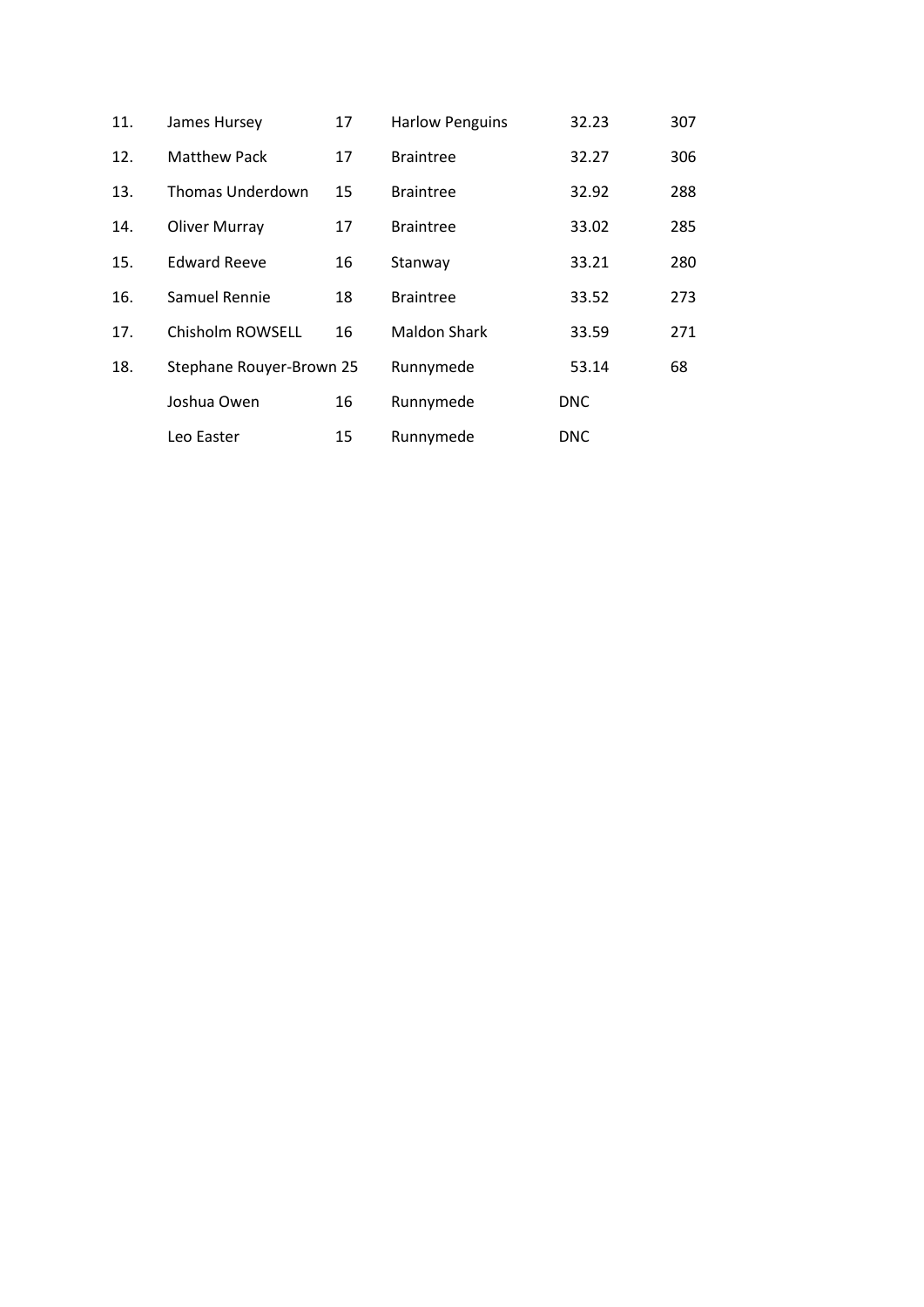| | | | | | |
|---|---|---|---|---|---|
| 11. | James Hursey | 17 | Harlow Penguins | 32.23 | 307 |
| 12. | Matthew Pack | 17 | Braintree | 32.27 | 306 |
| 13. | Thomas Underdown | 15 | Braintree | 32.92 | 288 |
| 14. | Oliver Murray | 17 | Braintree | 33.02 | 285 |
| 15. | Edward Reeve | 16 | Stanway | 33.21 | 280 |
| 16. | Samuel Rennie | 18 | Braintree | 33.52 | 273 |
| 17. | Chisholm ROWSELL | 16 | Maldon Shark | 33.59 | 271 |
| 18. | Stephane Rouyer-Brown | 25 | Runnymede | 53.14 | 68 |
| | Joshua Owen | 16 | Runnymede | DNC | |
| | Leo Easter | 15 | Runnymede | DNC | |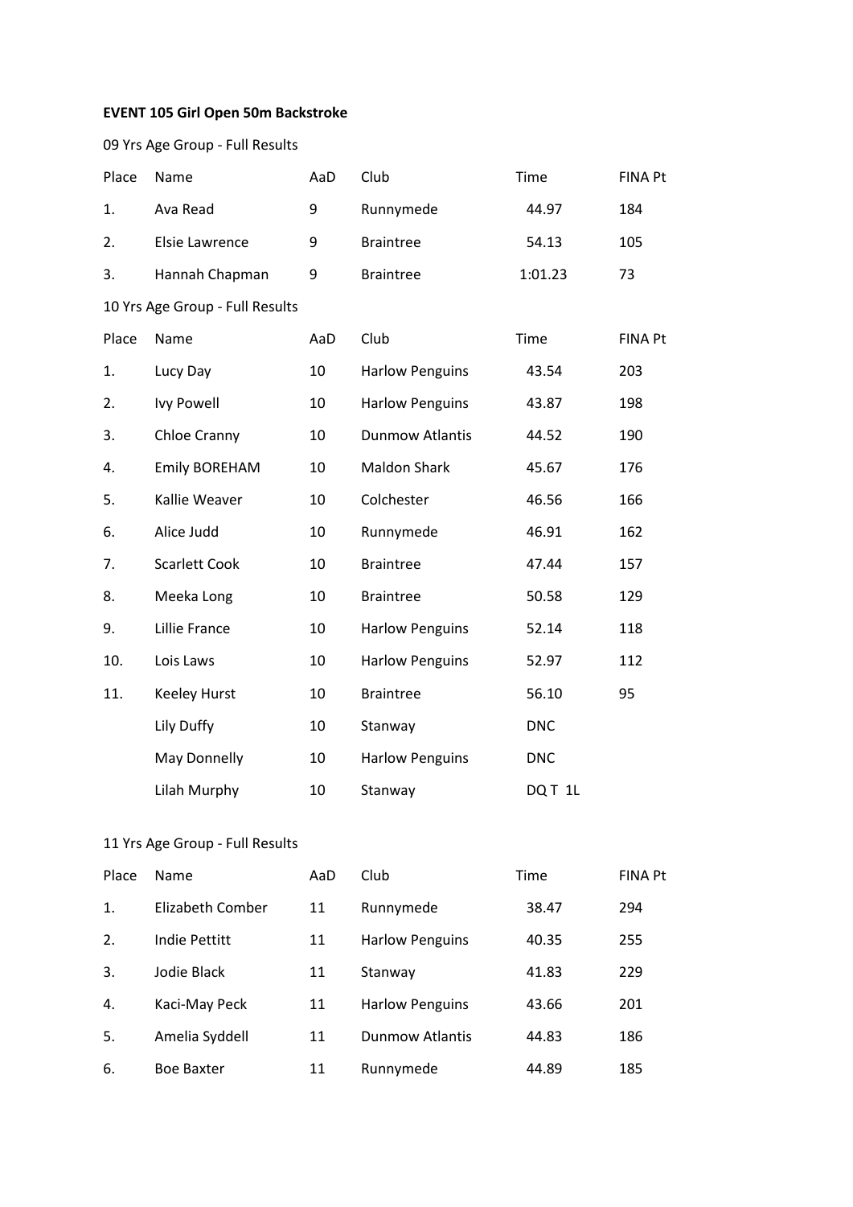**EVENT 105 Girl Open 50m Backstroke**

09 Yrs Age Group - Full Results

| Place | Name | AaD | Club | Time | FINA Pt |
|---|---|---|---|---|---|
| 1. | Ava Read | 9 | Runnymede | 44.97 | 184 |
| 2. | Elsie Lawrence | 9 | Braintree | 54.13 | 105 |
| 3. | Hannah Chapman | 9 | Braintree | 1:01.23 | 73 |

10 Yrs Age Group - Full Results

| Place | Name | AaD | Club | Time | FINA Pt |
|---|---|---|---|---|---|
| 1. | Lucy Day | 10 | Harlow Penguins | 43.54 | 203 |
| 2. | Ivy Powell | 10 | Harlow Penguins | 43.87 | 198 |
| 3. | Chloe Cranny | 10 | Dunmow Atlantis | 44.52 | 190 |
| 4. | Emily BOREHAM | 10 | Maldon Shark | 45.67 | 176 |
| 5. | Kallie Weaver | 10 | Colchester | 46.56 | 166 |
| 6. | Alice Judd | 10 | Runnymede | 46.91 | 162 |
| 7. | Scarlett Cook | 10 | Braintree | 47.44 | 157 |
| 8. | Meeka Long | 10 | Braintree | 50.58 | 129 |
| 9. | Lillie France | 10 | Harlow Penguins | 52.14 | 118 |
| 10. | Lois Laws | 10 | Harlow Penguins | 52.97 | 112 |
| 11. | Keeley Hurst | 10 | Braintree | 56.10 | 95 |
| | Lily Duffy | 10 | Stanway | DNC | |
| | May Donnelly | 10 | Harlow Penguins | DNC | |
| | Lilah Murphy | 10 | Stanway | DQ T 1L | |

11 Yrs Age Group - Full Results

| Place | Name | AaD | Club | Time | FINA Pt |
|---|---|---|---|---|---|
| 1. | Elizabeth Comber | 11 | Runnymede | 38.47 | 294 |
| 2. | Indie Pettitt | 11 | Harlow Penguins | 40.35 | 255 |
| 3. | Jodie Black | 11 | Stanway | 41.83 | 229 |
| 4. | Kaci-May Peck | 11 | Harlow Penguins | 43.66 | 201 |
| 5. | Amelia Syddell | 11 | Dunmow Atlantis | 44.83 | 186 |
| 6. | Boe Baxter | 11 | Runnymede | 44.89 | 185 |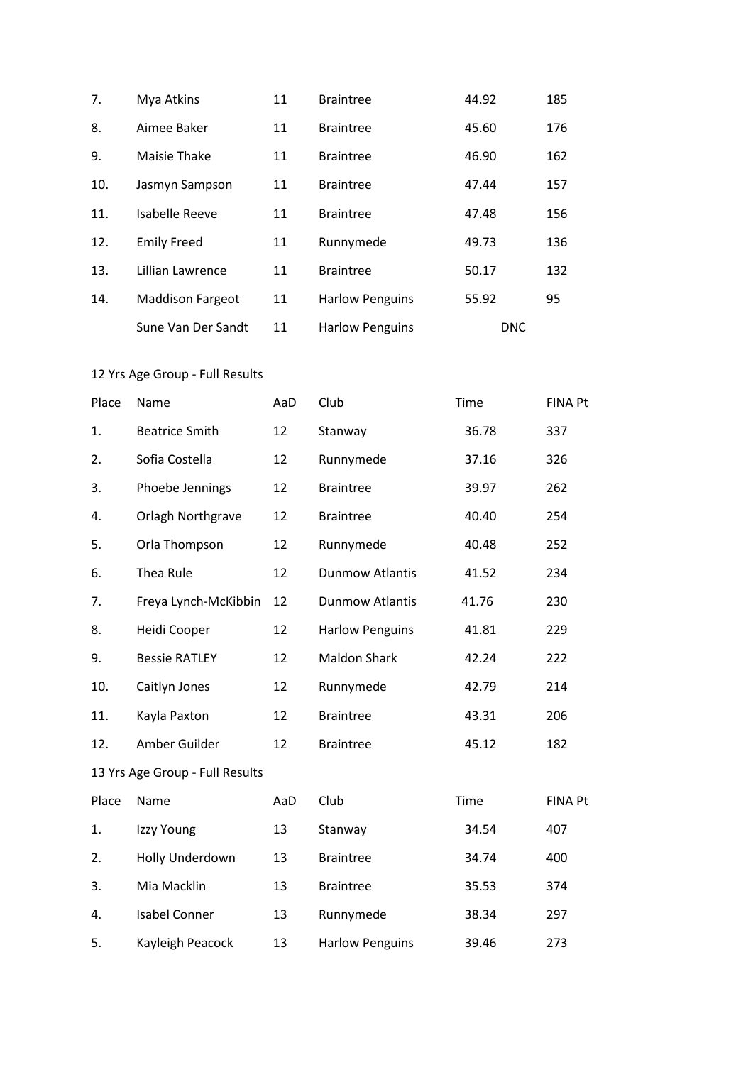| Place | Name | AaD | Club | Time | FINA Pt |
|---|---|---|---|---|---|
| 7. | Mya Atkins | 11 | Braintree | 44.92 | 185 |
| 8. | Aimee Baker | 11 | Braintree | 45.60 | 176 |
| 9. | Maisie Thake | 11 | Braintree | 46.90 | 162 |
| 10. | Jasmyn Sampson | 11 | Braintree | 47.44 | 157 |
| 11. | Isabelle Reeve | 11 | Braintree | 47.48 | 156 |
| 12. | Emily Freed | 11 | Runnymede | 49.73 | 136 |
| 13. | Lillian Lawrence | 11 | Braintree | 50.17 | 132 |
| 14. | Maddison Fargeot | 11 | Harlow Penguins | 55.92 | 95 |
| | Sune Van Der Sandt | 11 | Harlow Penguins | DNC | |

12 Yrs Age Group - Full Results

| Place | Name | AaD | Club | Time | FINA Pt |
|---|---|---|---|---|---|
| 1. | Beatrice Smith | 12 | Stanway | 36.78 | 337 |
| 2. | Sofia Costella | 12 | Runnymede | 37.16 | 326 |
| 3. | Phoebe Jennings | 12 | Braintree | 39.97 | 262 |
| 4. | Orlagh Northgrave | 12 | Braintree | 40.40 | 254 |
| 5. | Orla Thompson | 12 | Runnymede | 40.48 | 252 |
| 6. | Thea Rule | 12 | Dunmow Atlantis | 41.52 | 234 |
| 7. | Freya Lynch-McKibbin | 12 | Dunmow Atlantis | 41.76 | 230 |
| 8. | Heidi Cooper | 12 | Harlow Penguins | 41.81 | 229 |
| 9. | Bessie RATLEY | 12 | Maldon Shark | 42.24 | 222 |
| 10. | Caitlyn Jones | 12 | Runnymede | 42.79 | 214 |
| 11. | Kayla Paxton | 12 | Braintree | 43.31 | 206 |
| 12. | Amber Guilder | 12 | Braintree | 45.12 | 182 |

13 Yrs Age Group - Full Results

| Place | Name | AaD | Club | Time | FINA Pt |
|---|---|---|---|---|---|
| 1. | Izzy Young | 13 | Stanway | 34.54 | 407 |
| 2. | Holly Underdown | 13 | Braintree | 34.74 | 400 |
| 3. | Mia Macklin | 13 | Braintree | 35.53 | 374 |
| 4. | Isabel Conner | 13 | Runnymede | 38.34 | 297 |
| 5. | Kayleigh Peacock | 13 | Harlow Penguins | 39.46 | 273 |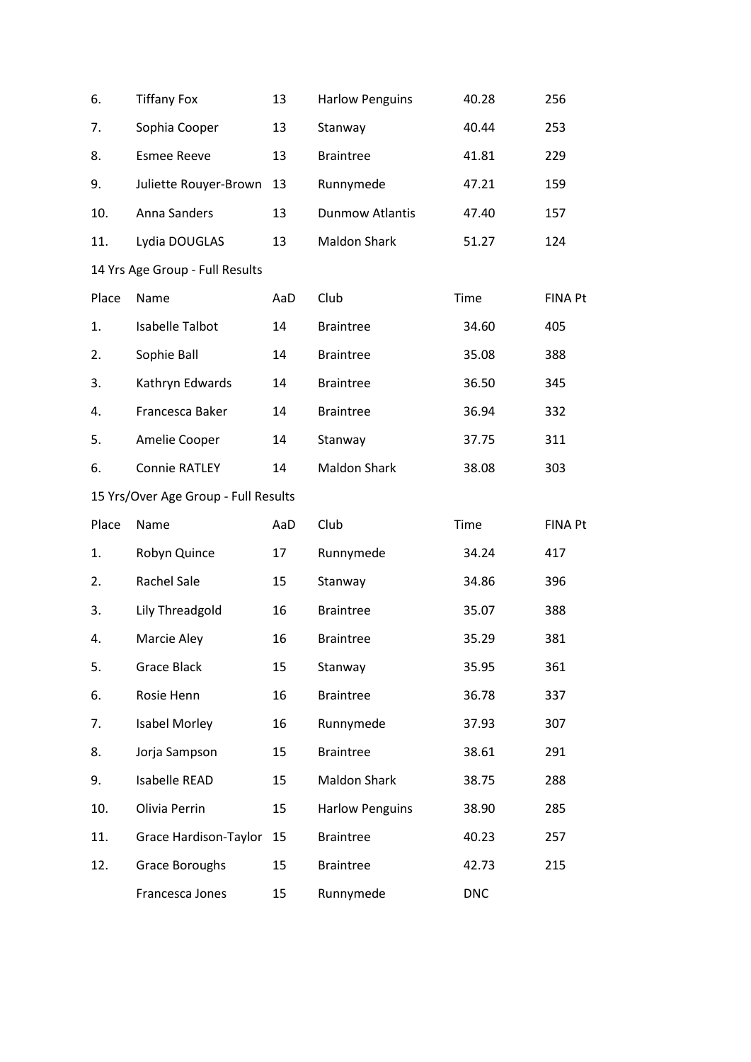| | | | | | |
|---|---|---|---|---|---|
| 6. | Tiffany Fox | 13 | Harlow Penguins | 40.28 | 256 |
| 7. | Sophia Cooper | 13 | Stanway | 40.44 | 253 |
| 8. | Esmee Reeve | 13 | Braintree | 41.81 | 229 |
| 9. | Juliette Rouyer-Brown | 13 | Runnymede | 47.21 | 159 |
| 10. | Anna Sanders | 13 | Dunmow Atlantis | 47.40 | 157 |
| 11. | Lydia DOUGLAS | 13 | Maldon Shark | 51.27 | 124 |

14 Yrs Age Group - Full Results

| Place | Name | AaD | Club | Time | FINA Pt |
|---|---|---|---|---|---|
| 1. | Isabelle Talbot | 14 | Braintree | 34.60 | 405 |
| 2. | Sophie Ball | 14 | Braintree | 35.08 | 388 |
| 3. | Kathryn Edwards | 14 | Braintree | 36.50 | 345 |
| 4. | Francesca Baker | 14 | Braintree | 36.94 | 332 |
| 5. | Amelie Cooper | 14 | Stanway | 37.75 | 311 |
| 6. | Connie RATLEY | 14 | Maldon Shark | 38.08 | 303 |

15 Yrs/Over Age Group - Full Results

| Place | Name | AaD | Club | Time | FINA Pt |
|---|---|---|---|---|---|
| 1. | Robyn Quince | 17 | Runnymede | 34.24 | 417 |
| 2. | Rachel Sale | 15 | Stanway | 34.86 | 396 |
| 3. | Lily Threadgold | 16 | Braintree | 35.07 | 388 |
| 4. | Marcie Aley | 16 | Braintree | 35.29 | 381 |
| 5. | Grace Black | 15 | Stanway | 35.95 | 361 |
| 6. | Rosie Henn | 16 | Braintree | 36.78 | 337 |
| 7. | Isabel Morley | 16 | Runnymede | 37.93 | 307 |
| 8. | Jorja Sampson | 15 | Braintree | 38.61 | 291 |
| 9. | Isabelle READ | 15 | Maldon Shark | 38.75 | 288 |
| 10. | Olivia Perrin | 15 | Harlow Penguins | 38.90 | 285 |
| 11. | Grace Hardison-Taylor | 15 | Braintree | 40.23 | 257 |
| 12. | Grace Boroughs | 15 | Braintree | 42.73 | 215 |
| | Francesca Jones | 15 | Runnymede | DNC | |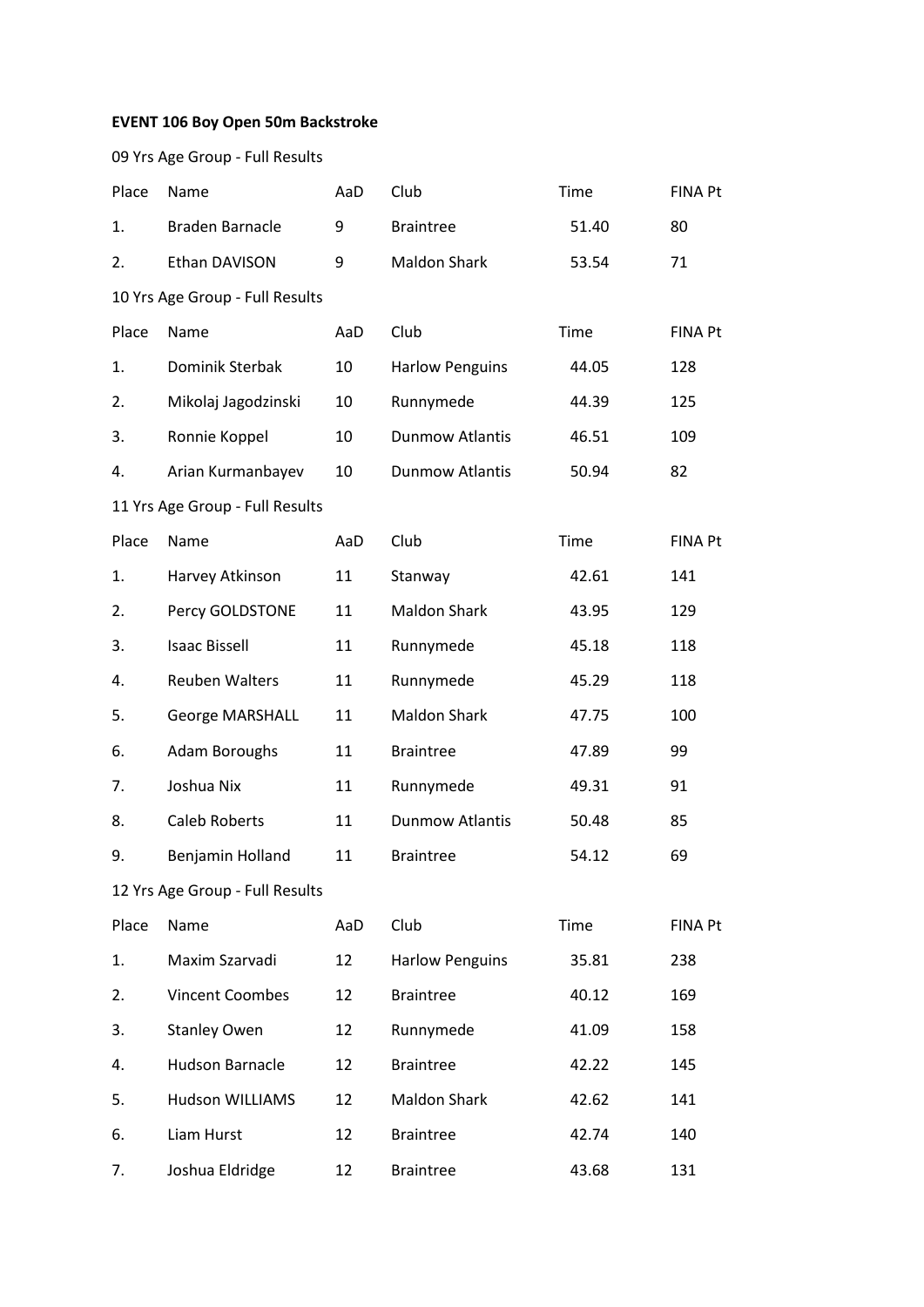**EVENT 106 Boy Open 50m Backstroke**

09 Yrs Age Group - Full Results

| Place | Name | AaD | Club | Time | FINA Pt |
|---|---|---|---|---|---|
| 1. | Braden Barnacle | 9 | Braintree | 51.40 | 80 |
| 2. | Ethan DAVISON | 9 | Maldon Shark | 53.54 | 71 |

10 Yrs Age Group - Full Results

| Place | Name | AaD | Club | Time | FINA Pt |
|---|---|---|---|---|---|
| 1. | Dominik Sterbak | 10 | Harlow Penguins | 44.05 | 128 |
| 2. | Mikolaj Jagodzinski | 10 | Runnymede | 44.39 | 125 |
| 3. | Ronnie Koppel | 10 | Dunmow Atlantis | 46.51 | 109 |
| 4. | Arian Kurmanbayev | 10 | Dunmow Atlantis | 50.94 | 82 |

11 Yrs Age Group - Full Results

| Place | Name | AaD | Club | Time | FINA Pt |
|---|---|---|---|---|---|
| 1. | Harvey Atkinson | 11 | Stanway | 42.61 | 141 |
| 2. | Percy GOLDSTONE | 11 | Maldon Shark | 43.95 | 129 |
| 3. | Isaac Bissell | 11 | Runnymede | 45.18 | 118 |
| 4. | Reuben Walters | 11 | Runnymede | 45.29 | 118 |
| 5. | George MARSHALL | 11 | Maldon Shark | 47.75 | 100 |
| 6. | Adam Boroughs | 11 | Braintree | 47.89 | 99 |
| 7. | Joshua Nix | 11 | Runnymede | 49.31 | 91 |
| 8. | Caleb Roberts | 11 | Dunmow Atlantis | 50.48 | 85 |
| 9. | Benjamin Holland | 11 | Braintree | 54.12 | 69 |

12 Yrs Age Group - Full Results

| Place | Name | AaD | Club | Time | FINA Pt |
|---|---|---|---|---|---|
| 1. | Maxim Szarvadi | 12 | Harlow Penguins | 35.81 | 238 |
| 2. | Vincent Coombes | 12 | Braintree | 40.12 | 169 |
| 3. | Stanley Owen | 12 | Runnymede | 41.09 | 158 |
| 4. | Hudson Barnacle | 12 | Braintree | 42.22 | 145 |
| 5. | Hudson WILLIAMS | 12 | Maldon Shark | 42.62 | 141 |
| 6. | Liam Hurst | 12 | Braintree | 42.74 | 140 |
| 7. | Joshua Eldridge | 12 | Braintree | 43.68 | 131 |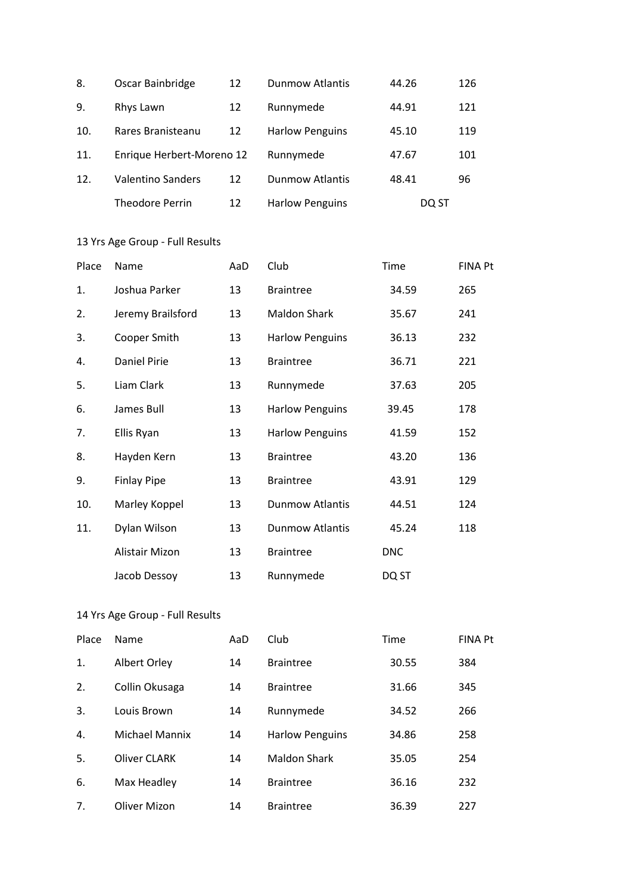| Place | Name | AaD | Club | Time | FINA Pt |
|---|---|---|---|---|---|
| 8. | Oscar Bainbridge | 12 | Dunmow Atlantis | 44.26 | 126 |
| 9. | Rhys Lawn | 12 | Runnymede | 44.91 | 121 |
| 10. | Rares Branisteanu | 12 | Harlow Penguins | 45.10 | 119 |
| 11. | Enrique Herbert-Moreno | 12 | Runnymede | 47.67 | 101 |
| 12. | Valentino Sanders | 12 | Dunmow Atlantis | 48.41 | 96 |
| | Theodore Perrin | 12 | Harlow Penguins | DQ ST | |

13 Yrs Age Group - Full Results

| Place | Name | AaD | Club | Time | FINA Pt |
|---|---|---|---|---|---|
| 1. | Joshua Parker | 13 | Braintree | 34.59 | 265 |
| 2. | Jeremy Brailsford | 13 | Maldon Shark | 35.67 | 241 |
| 3. | Cooper Smith | 13 | Harlow Penguins | 36.13 | 232 |
| 4. | Daniel Pirie | 13 | Braintree | 36.71 | 221 |
| 5. | Liam Clark | 13 | Runnymede | 37.63 | 205 |
| 6. | James Bull | 13 | Harlow Penguins | 39.45 | 178 |
| 7. | Ellis Ryan | 13 | Harlow Penguins | 41.59 | 152 |
| 8. | Hayden Kern | 13 | Braintree | 43.20 | 136 |
| 9. | Finlay Pipe | 13 | Braintree | 43.91 | 129 |
| 10. | Marley Koppel | 13 | Dunmow Atlantis | 44.51 | 124 |
| 11. | Dylan Wilson | 13 | Dunmow Atlantis | 45.24 | 118 |
| | Alistair Mizon | 13 | Braintree | DNC | |
| | Jacob Dessoy | 13 | Runnymede | DQ ST | |

14 Yrs Age Group - Full Results

| Place | Name | AaD | Club | Time | FINA Pt |
|---|---|---|---|---|---|
| 1. | Albert Orley | 14 | Braintree | 30.55 | 384 |
| 2. | Collin Okusaga | 14 | Braintree | 31.66 | 345 |
| 3. | Louis Brown | 14 | Runnymede | 34.52 | 266 |
| 4. | Michael Mannix | 14 | Harlow Penguins | 34.86 | 258 |
| 5. | Oliver CLARK | 14 | Maldon Shark | 35.05 | 254 |
| 6. | Max Headley | 14 | Braintree | 36.16 | 232 |
| 7. | Oliver Mizon | 14 | Braintree | 36.39 | 227 |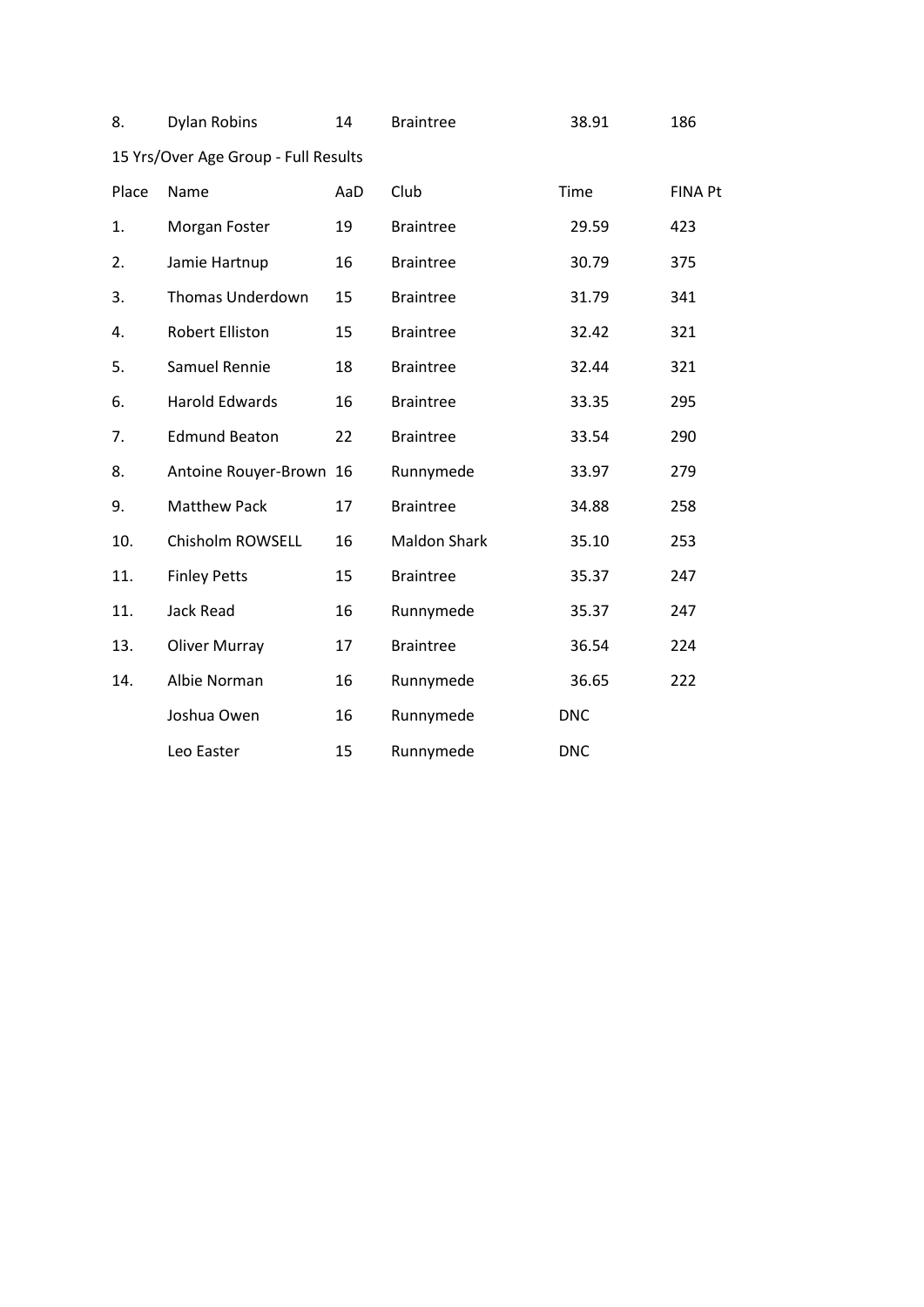| 8. | Dylan Robins | 14 | Braintree | 38.91 | 186 |
|---|---|---|---|---|---|

15 Yrs/Over Age Group - Full Results

| Place | Name | AaD | Club | Time | FINA Pt |
|---|---|---|---|---|---|
| 1. | Morgan Foster | 19 | Braintree | 29.59 | 423 |
| 2. | Jamie Hartnup | 16 | Braintree | 30.79 | 375 |
| 3. | Thomas Underdown | 15 | Braintree | 31.79 | 341 |
| 4. | Robert Elliston | 15 | Braintree | 32.42 | 321 |
| 5. | Samuel Rennie | 18 | Braintree | 32.44 | 321 |
| 6. | Harold Edwards | 16 | Braintree | 33.35 | 295 |
| 7. | Edmund Beaton | 22 | Braintree | 33.54 | 290 |
| 8. | Antoine Rouyer-Brown | 16 | Runnymede | 33.97 | 279 |
| 9. | Matthew Pack | 17 | Braintree | 34.88 | 258 |
| 10. | Chisholm ROWSELL | 16 | Maldon Shark | 35.10 | 253 |
| 11. | Finley Petts | 15 | Braintree | 35.37 | 247 |
| 11. | Jack Read | 16 | Runnymede | 35.37 | 247 |
| 13. | Oliver Murray | 17 | Braintree | 36.54 | 224 |
| 14. | Albie Norman | 16 | Runnymede | 36.65 | 222 |
| | Joshua Owen | 16 | Runnymede | DNC | |
| | Leo Easter | 15 | Runnymede | DNC | |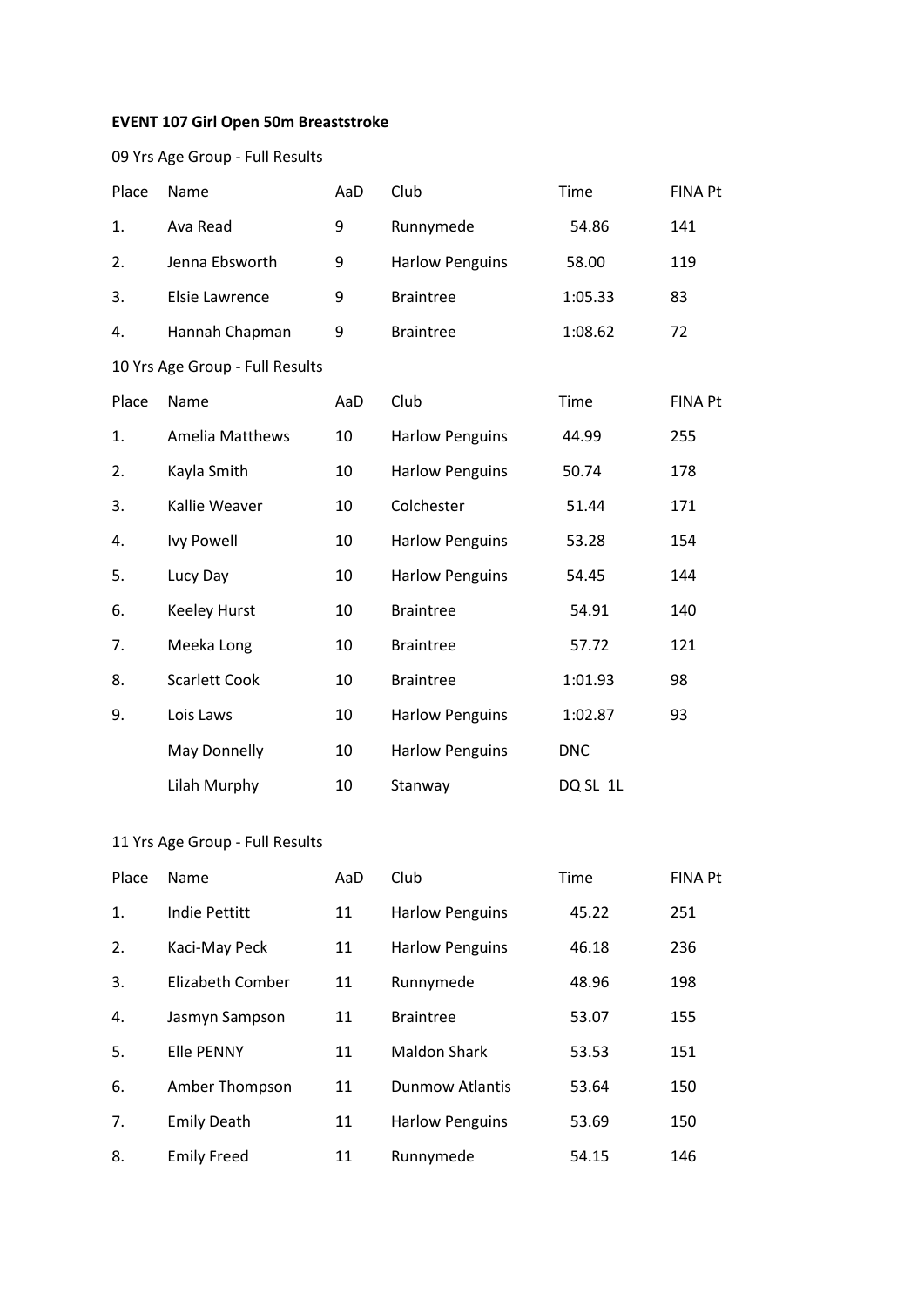**EVENT 107 Girl Open 50m Breaststroke**

09 Yrs Age Group - Full Results

| Place | Name | AaD | Club | Time | FINA Pt |
|---|---|---|---|---|---|
| 1. | Ava Read | 9 | Runnymede | 54.86 | 141 |
| 2. | Jenna Ebsworth | 9 | Harlow Penguins | 58.00 | 119 |
| 3. | Elsie Lawrence | 9 | Braintree | 1:05.33 | 83 |
| 4. | Hannah Chapman | 9 | Braintree | 1:08.62 | 72 |

10 Yrs Age Group - Full Results

| Place | Name | AaD | Club | Time | FINA Pt |
|---|---|---|---|---|---|
| 1. | Amelia Matthews | 10 | Harlow Penguins | 44.99 | 255 |
| 2. | Kayla Smith | 10 | Harlow Penguins | 50.74 | 178 |
| 3. | Kallie Weaver | 10 | Colchester | 51.44 | 171 |
| 4. | Ivy Powell | 10 | Harlow Penguins | 53.28 | 154 |
| 5. | Lucy Day | 10 | Harlow Penguins | 54.45 | 144 |
| 6. | Keeley Hurst | 10 | Braintree | 54.91 | 140 |
| 7. | Meeka Long | 10 | Braintree | 57.72 | 121 |
| 8. | Scarlett Cook | 10 | Braintree | 1:01.93 | 98 |
| 9. | Lois Laws | 10 | Harlow Penguins | 1:02.87 | 93 |
| | May Donnelly | 10 | Harlow Penguins | DNC | |
| | Lilah Murphy | 10 | Stanway | DQ SL 1L | |

11 Yrs Age Group - Full Results

| Place | Name | AaD | Club | Time | FINA Pt |
|---|---|---|---|---|---|
| 1. | Indie Pettitt | 11 | Harlow Penguins | 45.22 | 251 |
| 2. | Kaci-May Peck | 11 | Harlow Penguins | 46.18 | 236 |
| 3. | Elizabeth Comber | 11 | Runnymede | 48.96 | 198 |
| 4. | Jasmyn Sampson | 11 | Braintree | 53.07 | 155 |
| 5. | Elle PENNY | 11 | Maldon Shark | 53.53 | 151 |
| 6. | Amber Thompson | 11 | Dunmow Atlantis | 53.64 | 150 |
| 7. | Emily Death | 11 | Harlow Penguins | 53.69 | 150 |
| 8. | Emily Freed | 11 | Runnymede | 54.15 | 146 |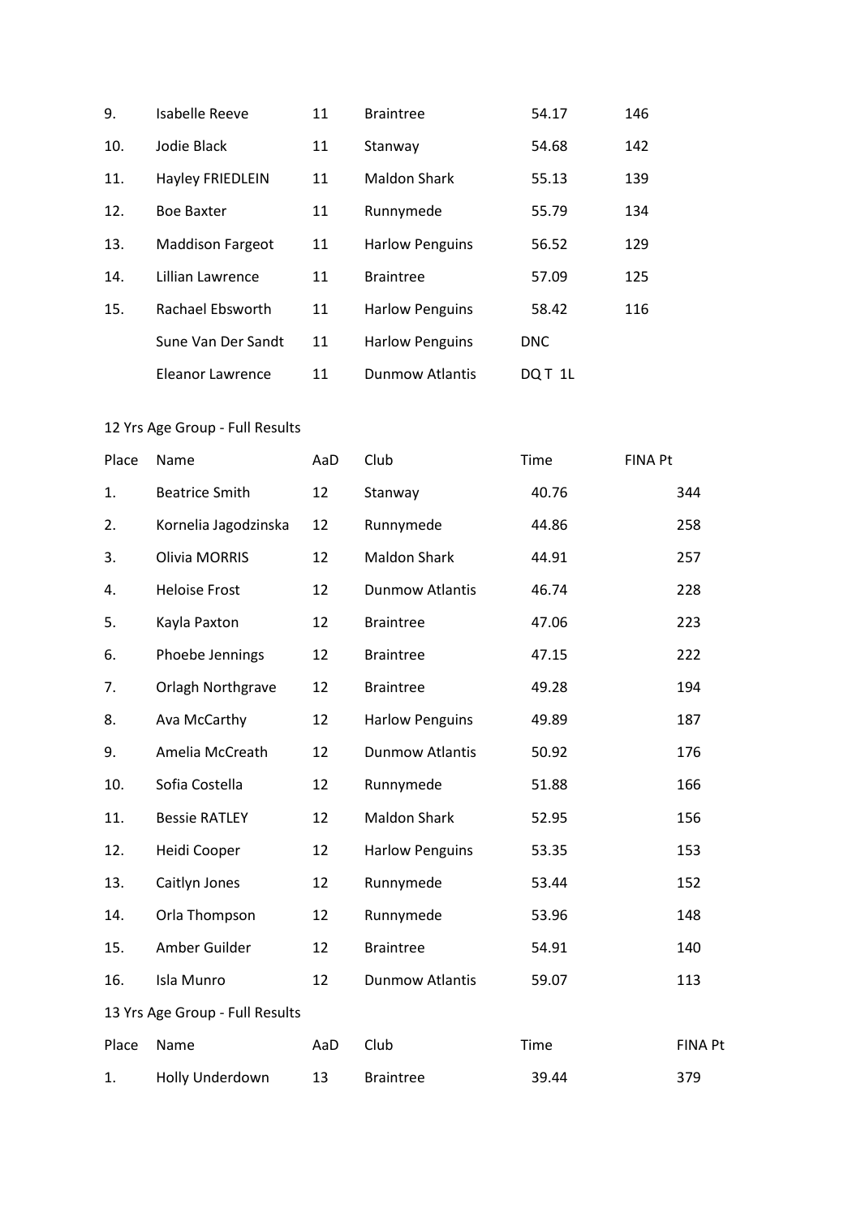| Place | Name | AaD | Club | Time | FINA Pt |
|---|---|---|---|---|---|
| 9. | Isabelle Reeve | 11 | Braintree | 54.17 | 146 |
| 10. | Jodie Black | 11 | Stanway | 54.68 | 142 |
| 11. | Hayley FRIEDLEIN | 11 | Maldon Shark | 55.13 | 139 |
| 12. | Boe Baxter | 11 | Runnymede | 55.79 | 134 |
| 13. | Maddison Fargeot | 11 | Harlow Penguins | 56.52 | 129 |
| 14. | Lillian Lawrence | 11 | Braintree | 57.09 | 125 |
| 15. | Rachael Ebsworth | 11 | Harlow Penguins | 58.42 | 116 |
| | Sune Van Der Sandt | 11 | Harlow Penguins | DNC | |
| | Eleanor Lawrence | 11 | Dunmow Atlantis | DQ T 1L | |

12 Yrs Age Group - Full Results

| Place | Name | AaD | Club | Time | FINA Pt |
|---|---|---|---|---|---|
| 1. | Beatrice Smith | 12 | Stanway | 40.76 | 344 |
| 2. | Kornelia Jagodzinska | 12 | Runnymede | 44.86 | 258 |
| 3. | Olivia MORRIS | 12 | Maldon Shark | 44.91 | 257 |
| 4. | Heloise Frost | 12 | Dunmow Atlantis | 46.74 | 228 |
| 5. | Kayla Paxton | 12 | Braintree | 47.06 | 223 |
| 6. | Phoebe Jennings | 12 | Braintree | 47.15 | 222 |
| 7. | Orlagh Northgrave | 12 | Braintree | 49.28 | 194 |
| 8. | Ava McCarthy | 12 | Harlow Penguins | 49.89 | 187 |
| 9. | Amelia McCreath | 12 | Dunmow Atlantis | 50.92 | 176 |
| 10. | Sofia Costella | 12 | Runnymede | 51.88 | 166 |
| 11. | Bessie RATLEY | 12 | Maldon Shark | 52.95 | 156 |
| 12. | Heidi Cooper | 12 | Harlow Penguins | 53.35 | 153 |
| 13. | Caitlyn Jones | 12 | Runnymede | 53.44 | 152 |
| 14. | Orla Thompson | 12 | Runnymede | 53.96 | 148 |
| 15. | Amber Guilder | 12 | Braintree | 54.91 | 140 |
| 16. | Isla Munro | 12 | Dunmow Atlantis | 59.07 | 113 |

13 Yrs Age Group - Full Results

| Place | Name | AaD | Club | Time | FINA Pt |
|---|---|---|---|---|---|
| 1. | Holly Underdown | 13 | Braintree | 39.44 | 379 |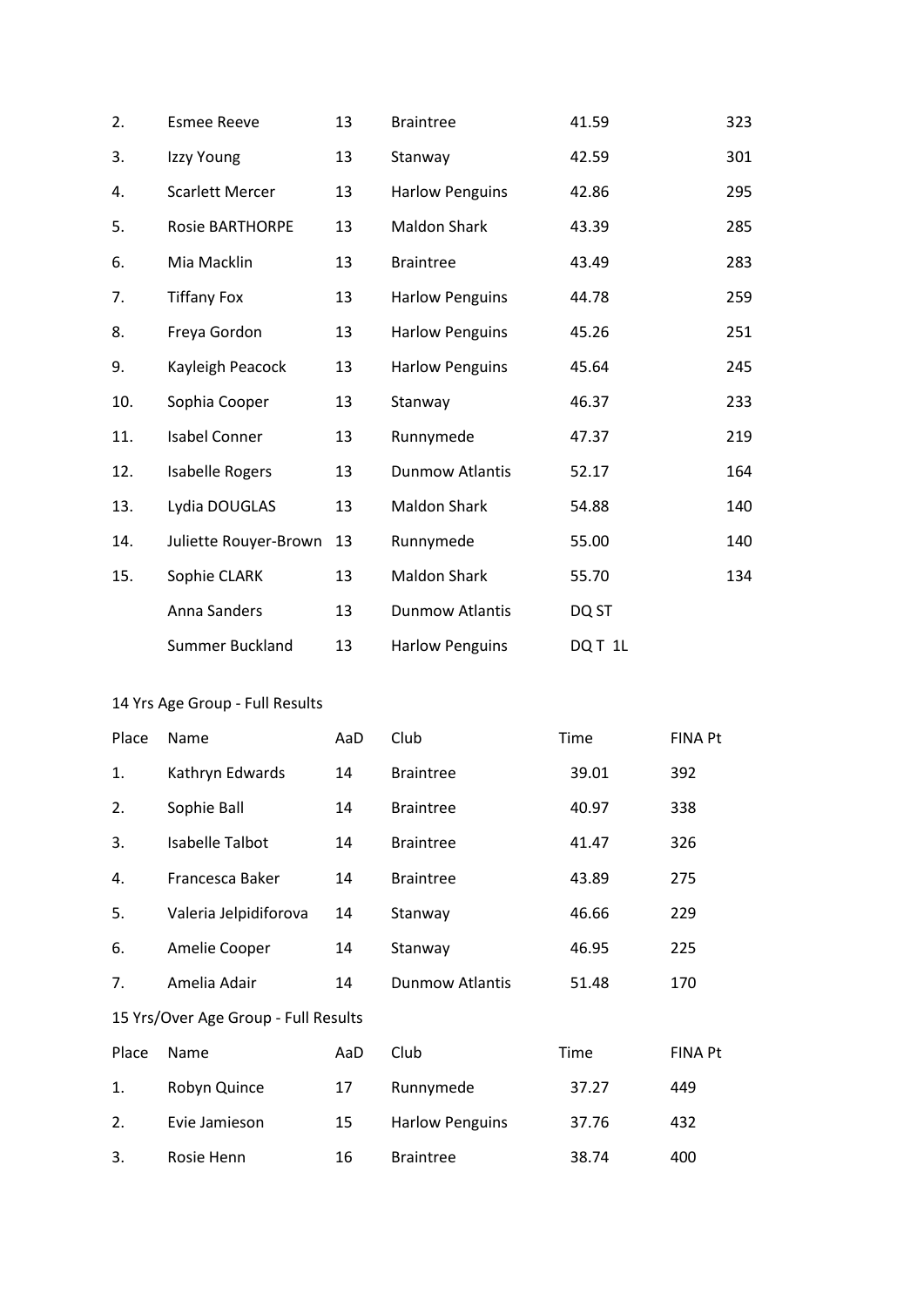| | | | | | |
|---|---|---|---|---|---|
| 2. | Esmee Reeve | 13 | Braintree | 41.59 | 323 |
| 3. | Izzy Young | 13 | Stanway | 42.59 | 301 |
| 4. | Scarlett Mercer | 13 | Harlow Penguins | 42.86 | 295 |
| 5. | Rosie BARTHORPE | 13 | Maldon Shark | 43.39 | 285 |
| 6. | Mia Macklin | 13 | Braintree | 43.49 | 283 |
| 7. | Tiffany Fox | 13 | Harlow Penguins | 44.78 | 259 |
| 8. | Freya Gordon | 13 | Harlow Penguins | 45.26 | 251 |
| 9. | Kayleigh Peacock | 13 | Harlow Penguins | 45.64 | 245 |
| 10. | Sophia Cooper | 13 | Stanway | 46.37 | 233 |
| 11. | Isabel Conner | 13 | Runnymede | 47.37 | 219 |
| 12. | Isabelle Rogers | 13 | Dunmow Atlantis | 52.17 | 164 |
| 13. | Lydia DOUGLAS | 13 | Maldon Shark | 54.88 | 140 |
| 14. | Juliette Rouyer-Brown | 13 | Runnymede | 55.00 | 140 |
| 15. | Sophie CLARK | 13 | Maldon Shark | 55.70 | 134 |
| | Anna Sanders | 13 | Dunmow Atlantis | DQ ST | |
| | Summer Buckland | 13 | Harlow Penguins | DQ T 1L | |

14 Yrs Age Group - Full Results

| Place | Name | AaD | Club | Time | FINA Pt |
|---|---|---|---|---|---|
| 1. | Kathryn Edwards | 14 | Braintree | 39.01 | 392 |
| 2. | Sophie Ball | 14 | Braintree | 40.97 | 338 |
| 3. | Isabelle Talbot | 14 | Braintree | 41.47 | 326 |
| 4. | Francesca Baker | 14 | Braintree | 43.89 | 275 |
| 5. | Valeria Jelpidiforova | 14 | Stanway | 46.66 | 229 |
| 6. | Amelie Cooper | 14 | Stanway | 46.95 | 225 |
| 7. | Amelia Adair | 14 | Dunmow Atlantis | 51.48 | 170 |

15 Yrs/Over Age Group - Full Results

| Place | Name | AaD | Club | Time | FINA Pt |
|---|---|---|---|---|---|
| 1. | Robyn Quince | 17 | Runnymede | 37.27 | 449 |
| 2. | Evie Jamieson | 15 | Harlow Penguins | 37.76 | 432 |
| 3. | Rosie Henn | 16 | Braintree | 38.74 | 400 |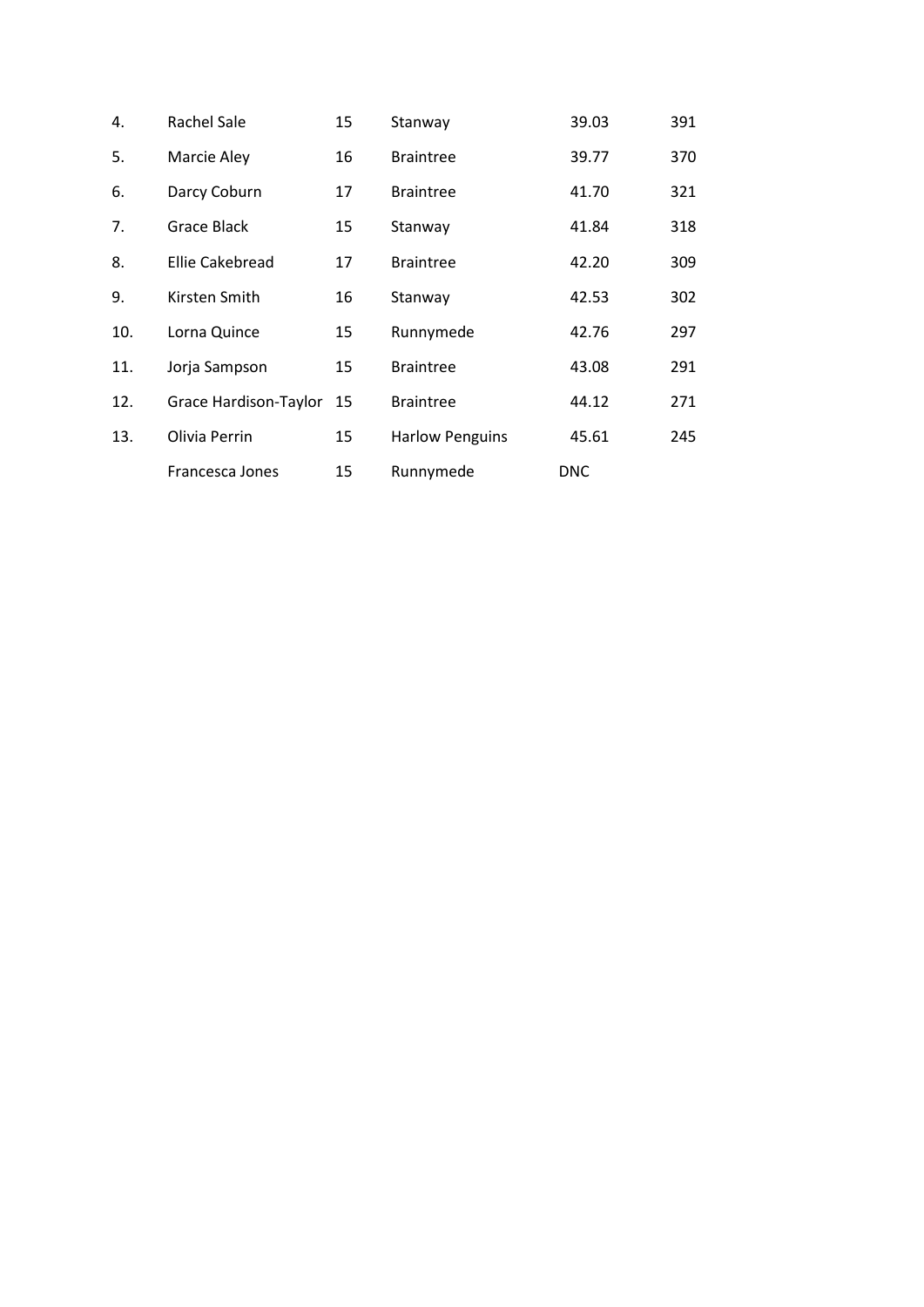| | | | | | |
|---|---|---|---|---|---|
| 4. | Rachel Sale | 15 | Stanway | 39.03 | 391 |
| 5. | Marcie Aley | 16 | Braintree | 39.77 | 370 |
| 6. | Darcy Coburn | 17 | Braintree | 41.70 | 321 |
| 7. | Grace Black | 15 | Stanway | 41.84 | 318 |
| 8. | Ellie Cakebread | 17 | Braintree | 42.20 | 309 |
| 9. | Kirsten Smith | 16 | Stanway | 42.53 | 302 |
| 10. | Lorna Quince | 15 | Runnymede | 42.76 | 297 |
| 11. | Jorja Sampson | 15 | Braintree | 43.08 | 291 |
| 12. | Grace Hardison-Taylor | 15 | Braintree | 44.12 | 271 |
| 13. | Olivia Perrin | 15 | Harlow Penguins | 45.61 | 245 |
| | Francesca Jones | 15 | Runnymede | DNC | |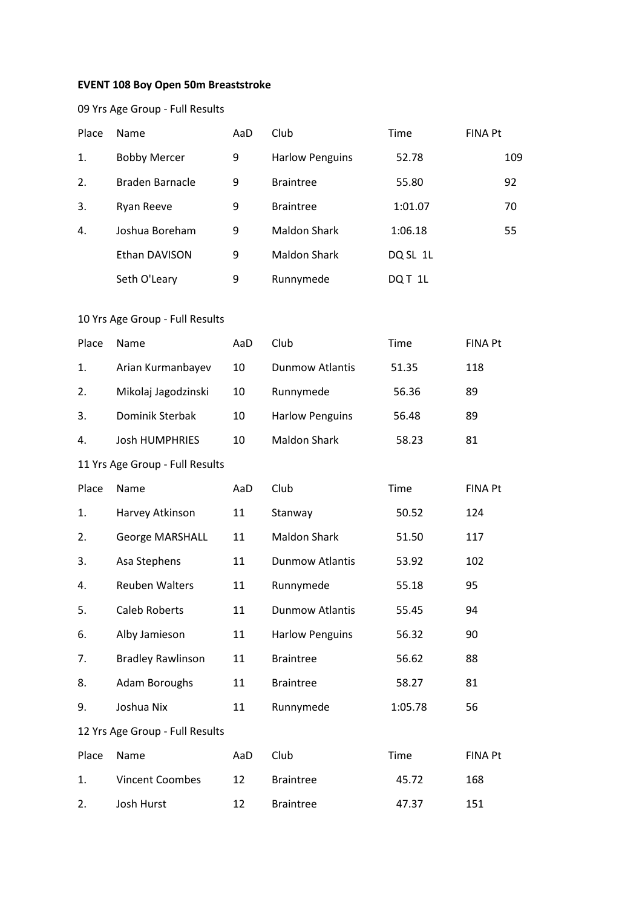**EVENT 108 Boy Open 50m Breaststroke**

09 Yrs Age Group - Full Results

| Place | Name | AaD | Club | Time | FINA Pt |
|---|---|---|---|---|---|
| 1. | Bobby Mercer | 9 | Harlow Penguins | 52.78 | 109 |
| 2. | Braden Barnacle | 9 | Braintree | 55.80 | 92 |
| 3. | Ryan Reeve | 9 | Braintree | 1:01.07 | 70 |
| 4. | Joshua Boreham | 9 | Maldon Shark | 1:06.18 | 55 |
| | Ethan DAVISON | 9 | Maldon Shark | DQ SL 1L | |
| | Seth O'Leary | 9 | Runnymede | DQ T 1L | |

10 Yrs Age Group - Full Results

| Place | Name | AaD | Club | Time | FINA Pt |
|---|---|---|---|---|---|
| 1. | Arian Kurmanbayev | 10 | Dunmow Atlantis | 51.35 | 118 |
| 2. | Mikolaj Jagodzinski | 10 | Runnymede | 56.36 | 89 |
| 3. | Dominik Sterbak | 10 | Harlow Penguins | 56.48 | 89 |
| 4. | Josh HUMPHRIES | 10 | Maldon Shark | 58.23 | 81 |

11 Yrs Age Group - Full Results

| Place | Name | AaD | Club | Time | FINA Pt |
|---|---|---|---|---|---|
| 1. | Harvey Atkinson | 11 | Stanway | 50.52 | 124 |
| 2. | George MARSHALL | 11 | Maldon Shark | 51.50 | 117 |
| 3. | Asa Stephens | 11 | Dunmow Atlantis | 53.92 | 102 |
| 4. | Reuben Walters | 11 | Runnymede | 55.18 | 95 |
| 5. | Caleb Roberts | 11 | Dunmow Atlantis | 55.45 | 94 |
| 6. | Alby Jamieson | 11 | Harlow Penguins | 56.32 | 90 |
| 7. | Bradley Rawlinson | 11 | Braintree | 56.62 | 88 |
| 8. | Adam Boroughs | 11 | Braintree | 58.27 | 81 |
| 9. | Joshua Nix | 11 | Runnymede | 1:05.78 | 56 |

12 Yrs Age Group - Full Results

| Place | Name | AaD | Club | Time | FINA Pt |
|---|---|---|---|---|---|
| 1. | Vincent Coombes | 12 | Braintree | 45.72 | 168 |
| 2. | Josh Hurst | 12 | Braintree | 47.37 | 151 |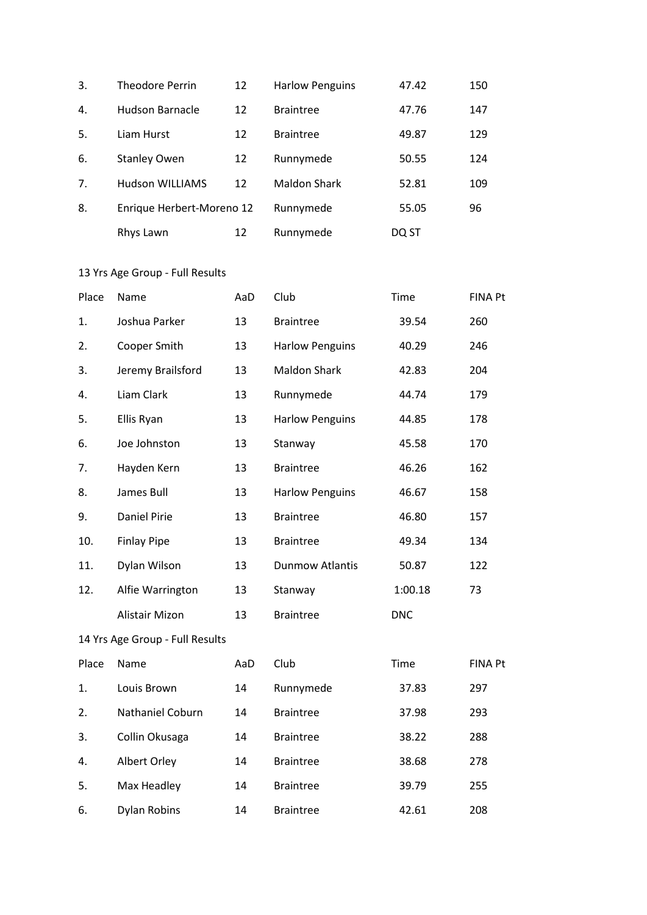| | | | | | |
|---|---|---|---|---|---|
| 3. | Theodore Perrin | 12 | Harlow Penguins | 47.42 | 150 |
| 4. | Hudson Barnacle | 12 | Braintree | 47.76 | 147 |
| 5. | Liam Hurst | 12 | Braintree | 49.87 | 129 |
| 6. | Stanley Owen | 12 | Runnymede | 50.55 | 124 |
| 7. | Hudson WILLIAMS | 12 | Maldon Shark | 52.81 | 109 |
| 8. | Enrique Herbert-Moreno | 12 | Runnymede | 55.05 | 96 |
| | Rhys Lawn | 12 | Runnymede | DQ ST | |

13 Yrs Age Group - Full Results

| Place | Name | AaD | Club | Time | FINA Pt |
|---|---|---|---|---|---|
| 1. | Joshua Parker | 13 | Braintree | 39.54 | 260 |
| 2. | Cooper Smith | 13 | Harlow Penguins | 40.29 | 246 |
| 3. | Jeremy Brailsford | 13 | Maldon Shark | 42.83 | 204 |
| 4. | Liam Clark | 13 | Runnymede | 44.74 | 179 |
| 5. | Ellis Ryan | 13 | Harlow Penguins | 44.85 | 178 |
| 6. | Joe Johnston | 13 | Stanway | 45.58 | 170 |
| 7. | Hayden Kern | 13 | Braintree | 46.26 | 162 |
| 8. | James Bull | 13 | Harlow Penguins | 46.67 | 158 |
| 9. | Daniel Pirie | 13 | Braintree | 46.80 | 157 |
| 10. | Finlay Pipe | 13 | Braintree | 49.34 | 134 |
| 11. | Dylan Wilson | 13 | Dunmow Atlantis | 50.87 | 122 |
| 12. | Alfie Warrington | 13 | Stanway | 1:00.18 | 73 |
| | Alistair Mizon | 13 | Braintree | DNC | |

14 Yrs Age Group - Full Results

| Place | Name | AaD | Club | Time | FINA Pt |
|---|---|---|---|---|---|
| 1. | Louis Brown | 14 | Runnymede | 37.83 | 297 |
| 2. | Nathaniel Coburn | 14 | Braintree | 37.98 | 293 |
| 3. | Collin Okusaga | 14 | Braintree | 38.22 | 288 |
| 4. | Albert Orley | 14 | Braintree | 38.68 | 278 |
| 5. | Max Headley | 14 | Braintree | 39.79 | 255 |
| 6. | Dylan Robins | 14 | Braintree | 42.61 | 208 |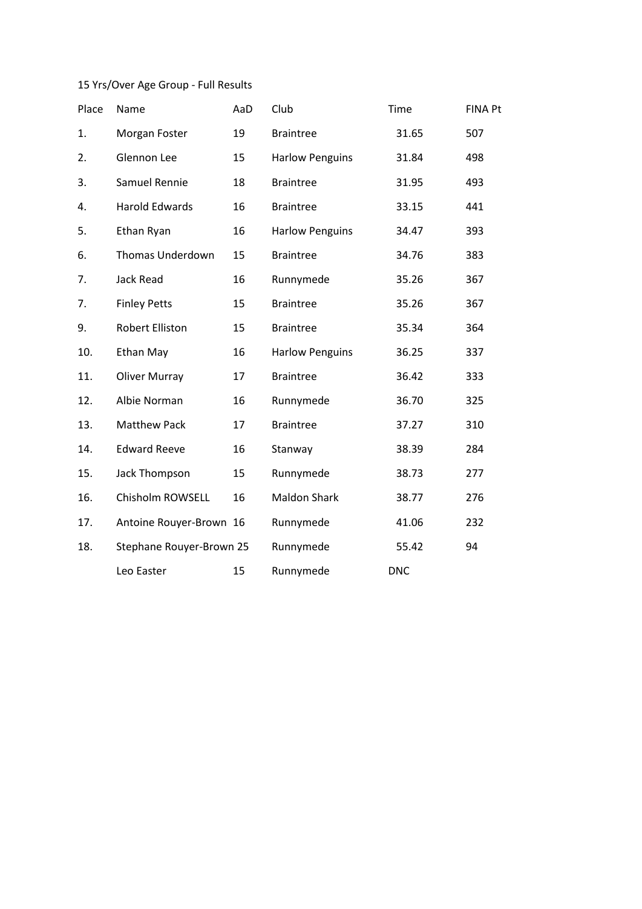15 Yrs/Over Age Group - Full Results

| Place | Name | AaD | Club | Time | FINA Pt |
|---|---|---|---|---|---|
| 1. | Morgan Foster | 19 | Braintree | 31.65 | 507 |
| 2. | Glennon Lee | 15 | Harlow Penguins | 31.84 | 498 |
| 3. | Samuel Rennie | 18 | Braintree | 31.95 | 493 |
| 4. | Harold Edwards | 16 | Braintree | 33.15 | 441 |
| 5. | Ethan Ryan | 16 | Harlow Penguins | 34.47 | 393 |
| 6. | Thomas Underdown | 15 | Braintree | 34.76 | 383 |
| 7. | Jack Read | 16 | Runnymede | 35.26 | 367 |
| 7. | Finley Petts | 15 | Braintree | 35.26 | 367 |
| 9. | Robert Elliston | 15 | Braintree | 35.34 | 364 |
| 10. | Ethan May | 16 | Harlow Penguins | 36.25 | 337 |
| 11. | Oliver Murray | 17 | Braintree | 36.42 | 333 |
| 12. | Albie Norman | 16 | Runnymede | 36.70 | 325 |
| 13. | Matthew Pack | 17 | Braintree | 37.27 | 310 |
| 14. | Edward Reeve | 16 | Stanway | 38.39 | 284 |
| 15. | Jack Thompson | 15 | Runnymede | 38.73 | 277 |
| 16. | Chisholm ROWSELL | 16 | Maldon Shark | 38.77 | 276 |
| 17. | Antoine Rouyer-Brown | 16 | Runnymede | 41.06 | 232 |
| 18. | Stephane Rouyer-Brown | 25 | Runnymede | 55.42 | 94 |
| | Leo Easter | 15 | Runnymede | DNC | |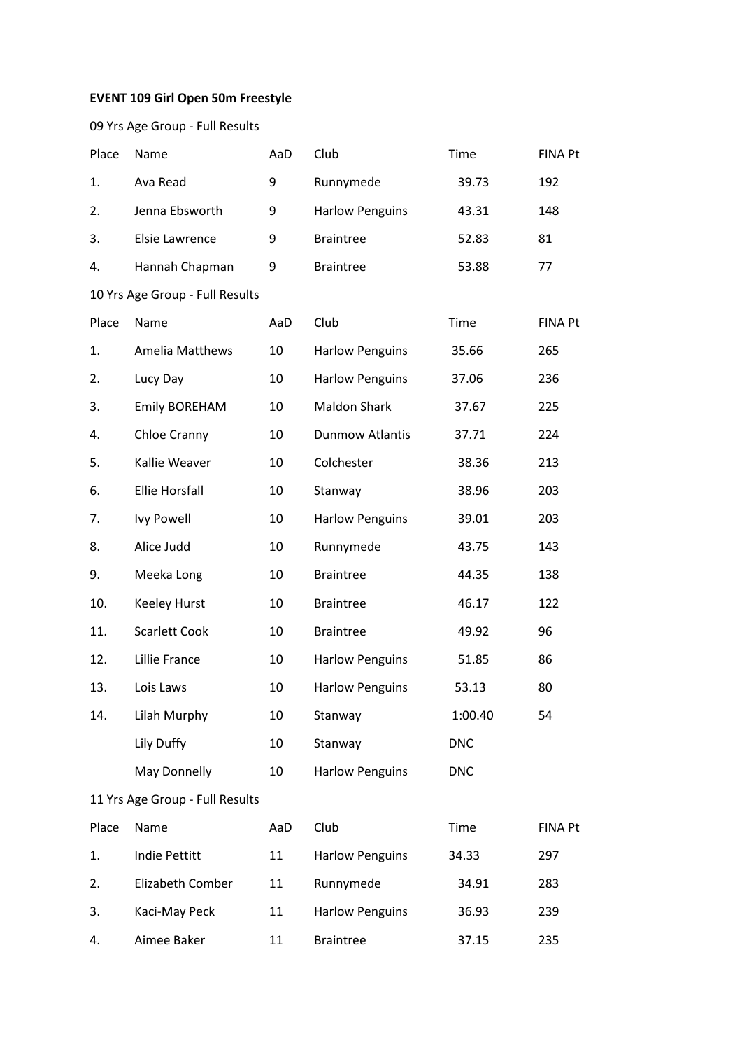**EVENT 109 Girl Open 50m Freestyle**

09 Yrs Age Group - Full Results

| Place | Name | AaD | Club | Time | FINA Pt |
|---|---|---|---|---|---|
| 1. | Ava Read | 9 | Runnymede | 39.73 | 192 |
| 2. | Jenna Ebsworth | 9 | Harlow Penguins | 43.31 | 148 |
| 3. | Elsie Lawrence | 9 | Braintree | 52.83 | 81 |
| 4. | Hannah Chapman | 9 | Braintree | 53.88 | 77 |

10 Yrs Age Group - Full Results

| Place | Name | AaD | Club | Time | FINA Pt |
|---|---|---|---|---|---|
| 1. | Amelia Matthews | 10 | Harlow Penguins | 35.66 | 265 |
| 2. | Lucy Day | 10 | Harlow Penguins | 37.06 | 236 |
| 3. | Emily BOREHAM | 10 | Maldon Shark | 37.67 | 225 |
| 4. | Chloe Cranny | 10 | Dunmow Atlantis | 37.71 | 224 |
| 5. | Kallie Weaver | 10 | Colchester | 38.36 | 213 |
| 6. | Ellie Horsfall | 10 | Stanway | 38.96 | 203 |
| 7. | Ivy Powell | 10 | Harlow Penguins | 39.01 | 203 |
| 8. | Alice Judd | 10 | Runnymede | 43.75 | 143 |
| 9. | Meeka Long | 10 | Braintree | 44.35 | 138 |
| 10. | Keeley Hurst | 10 | Braintree | 46.17 | 122 |
| 11. | Scarlett Cook | 10 | Braintree | 49.92 | 96 |
| 12. | Lillie France | 10 | Harlow Penguins | 51.85 | 86 |
| 13. | Lois Laws | 10 | Harlow Penguins | 53.13 | 80 |
| 14. | Lilah Murphy | 10 | Stanway | 1:00.40 | 54 |
| | Lily Duffy | 10 | Stanway | DNC | |
| | May Donnelly | 10 | Harlow Penguins | DNC | |

11 Yrs Age Group - Full Results

| Place | Name | AaD | Club | Time | FINA Pt |
|---|---|---|---|---|---|
| 1. | Indie Pettitt | 11 | Harlow Penguins | 34.33 | 297 |
| 2. | Elizabeth Comber | 11 | Runnymede | 34.91 | 283 |
| 3. | Kaci-May Peck | 11 | Harlow Penguins | 36.93 | 239 |
| 4. | Aimee Baker | 11 | Braintree | 37.15 | 235 |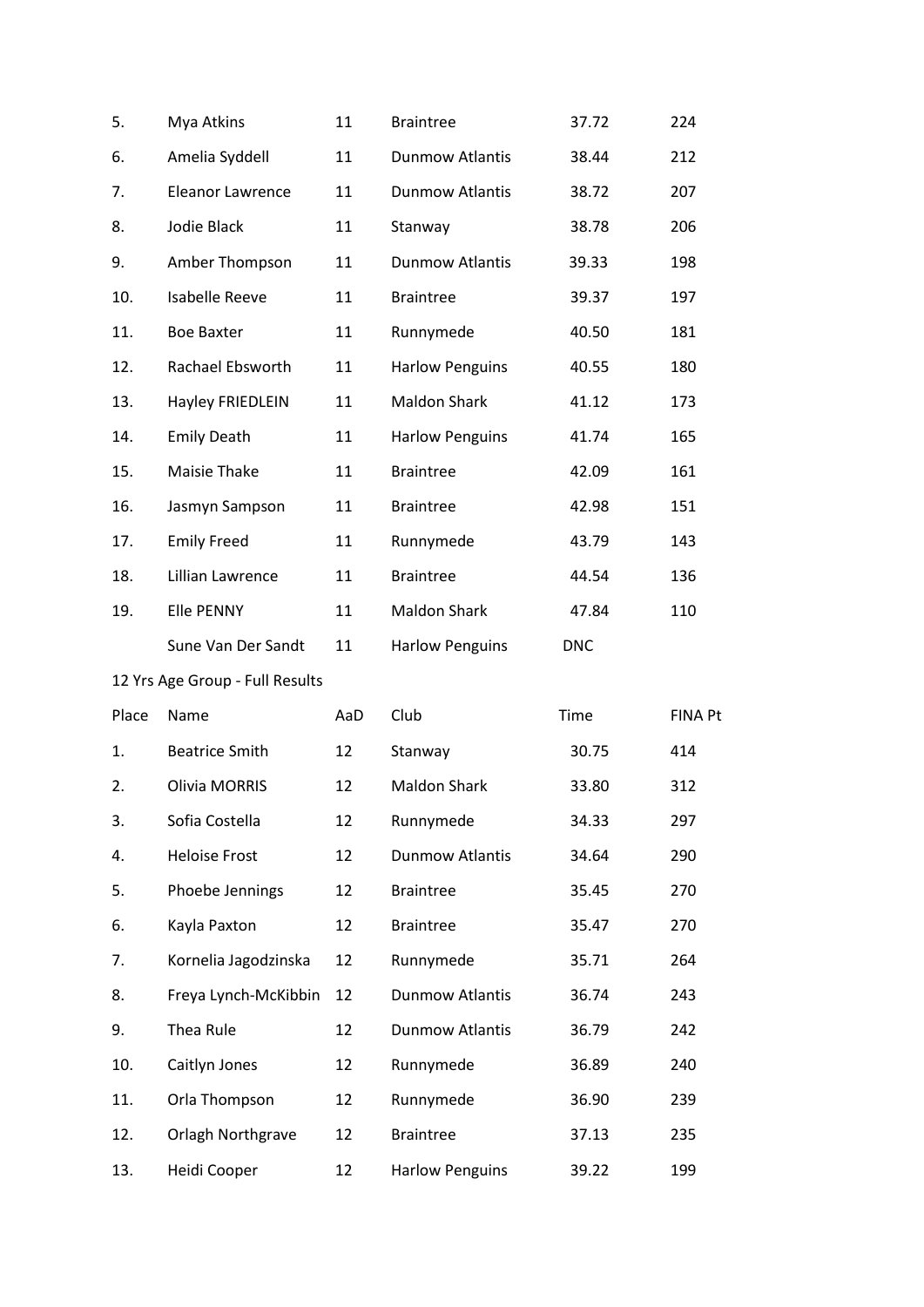| | | | | | |
|---|---|---|---|---|---|
| 5. | Mya Atkins | 11 | Braintree | 37.72 | 224 |
| 6. | Amelia Syddell | 11 | Dunmow Atlantis | 38.44 | 212 |
| 7. | Eleanor Lawrence | 11 | Dunmow Atlantis | 38.72 | 207 |
| 8. | Jodie Black | 11 | Stanway | 38.78 | 206 |
| 9. | Amber Thompson | 11 | Dunmow Atlantis | 39.33 | 198 |
| 10. | Isabelle Reeve | 11 | Braintree | 39.37 | 197 |
| 11. | Boe Baxter | 11 | Runnymede | 40.50 | 181 |
| 12. | Rachael Ebsworth | 11 | Harlow Penguins | 40.55 | 180 |
| 13. | Hayley FRIEDLEIN | 11 | Maldon Shark | 41.12 | 173 |
| 14. | Emily Death | 11 | Harlow Penguins | 41.74 | 165 |
| 15. | Maisie Thake | 11 | Braintree | 42.09 | 161 |
| 16. | Jasmyn Sampson | 11 | Braintree | 42.98 | 151 |
| 17. | Emily Freed | 11 | Runnymede | 43.79 | 143 |
| 18. | Lillian Lawrence | 11 | Braintree | 44.54 | 136 |
| 19. | Elle PENNY | 11 | Maldon Shark | 47.84 | 110 |
| | Sune Van Der Sandt | 11 | Harlow Penguins | DNC | |

12 Yrs Age Group - Full Results

| Place | Name | AaD | Club | Time | FINA Pt |
|---|---|---|---|---|---|
| 1. | Beatrice Smith | 12 | Stanway | 30.75 | 414 |
| 2. | Olivia MORRIS | 12 | Maldon Shark | 33.80 | 312 |
| 3. | Sofia Costella | 12 | Runnymede | 34.33 | 297 |
| 4. | Heloise Frost | 12 | Dunmow Atlantis | 34.64 | 290 |
| 5. | Phoebe Jennings | 12 | Braintree | 35.45 | 270 |
| 6. | Kayla Paxton | 12 | Braintree | 35.47 | 270 |
| 7. | Kornelia Jagodzinska | 12 | Runnymede | 35.71 | 264 |
| 8. | Freya Lynch-McKibbin | 12 | Dunmow Atlantis | 36.74 | 243 |
| 9. | Thea Rule | 12 | Dunmow Atlantis | 36.79 | 242 |
| 10. | Caitlyn Jones | 12 | Runnymede | 36.89 | 240 |
| 11. | Orla Thompson | 12 | Runnymede | 36.90 | 239 |
| 12. | Orlagh Northgrave | 12 | Braintree | 37.13 | 235 |
| 13. | Heidi Cooper | 12 | Harlow Penguins | 39.22 | 199 |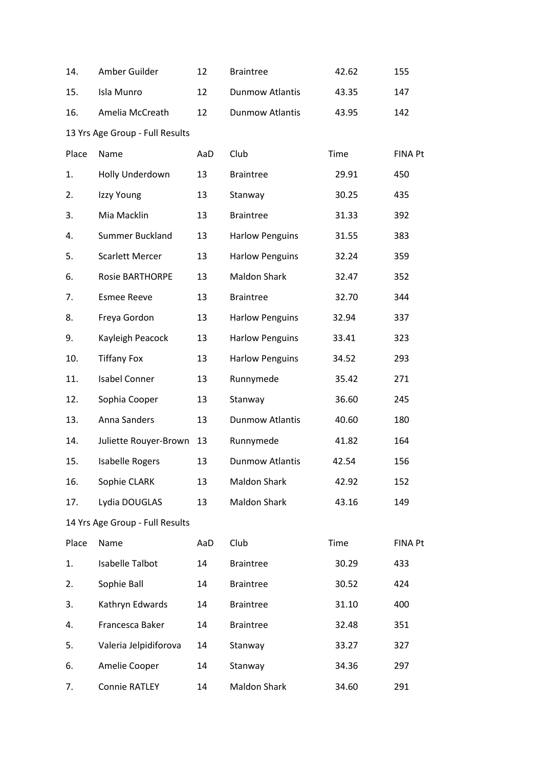| | | | | | |
|---|---|---|---|---|---|
| 14. | Amber Guilder | 12 | Braintree | 42.62 | 155 |
| 15. | Isla Munro | 12 | Dunmow Atlantis | 43.35 | 147 |
| 16. | Amelia McCreath | 12 | Dunmow Atlantis | 43.95 | 142 |

13 Yrs Age Group - Full Results

| Place | Name | AaD | Club | Time | FINA Pt |
|---|---|---|---|---|---|
| 1. | Holly Underdown | 13 | Braintree | 29.91 | 450 |
| 2. | Izzy Young | 13 | Stanway | 30.25 | 435 |
| 3. | Mia Macklin | 13 | Braintree | 31.33 | 392 |
| 4. | Summer Buckland | 13 | Harlow Penguins | 31.55 | 383 |
| 5. | Scarlett Mercer | 13 | Harlow Penguins | 32.24 | 359 |
| 6. | Rosie BARTHORPE | 13 | Maldon Shark | 32.47 | 352 |
| 7. | Esmee Reeve | 13 | Braintree | 32.70 | 344 |
| 8. | Freya Gordon | 13 | Harlow Penguins | 32.94 | 337 |
| 9. | Kayleigh Peacock | 13 | Harlow Penguins | 33.41 | 323 |
| 10. | Tiffany Fox | 13 | Harlow Penguins | 34.52 | 293 |
| 11. | Isabel Conner | 13 | Runnymede | 35.42 | 271 |
| 12. | Sophia Cooper | 13 | Stanway | 36.60 | 245 |
| 13. | Anna Sanders | 13 | Dunmow Atlantis | 40.60 | 180 |
| 14. | Juliette Rouyer-Brown | 13 | Runnymede | 41.82 | 164 |
| 15. | Isabelle Rogers | 13 | Dunmow Atlantis | 42.54 | 156 |
| 16. | Sophie CLARK | 13 | Maldon Shark | 42.92 | 152 |
| 17. | Lydia DOUGLAS | 13 | Maldon Shark | 43.16 | 149 |

14 Yrs Age Group - Full Results

| Place | Name | AaD | Club | Time | FINA Pt |
|---|---|---|---|---|---|
| 1. | Isabelle Talbot | 14 | Braintree | 30.29 | 433 |
| 2. | Sophie Ball | 14 | Braintree | 30.52 | 424 |
| 3. | Kathryn Edwards | 14 | Braintree | 31.10 | 400 |
| 4. | Francesca Baker | 14 | Braintree | 32.48 | 351 |
| 5. | Valeria Jelpidiforova | 14 | Stanway | 33.27 | 327 |
| 6. | Amelie Cooper | 14 | Stanway | 34.36 | 297 |
| 7. | Connie RATLEY | 14 | Maldon Shark | 34.60 | 291 |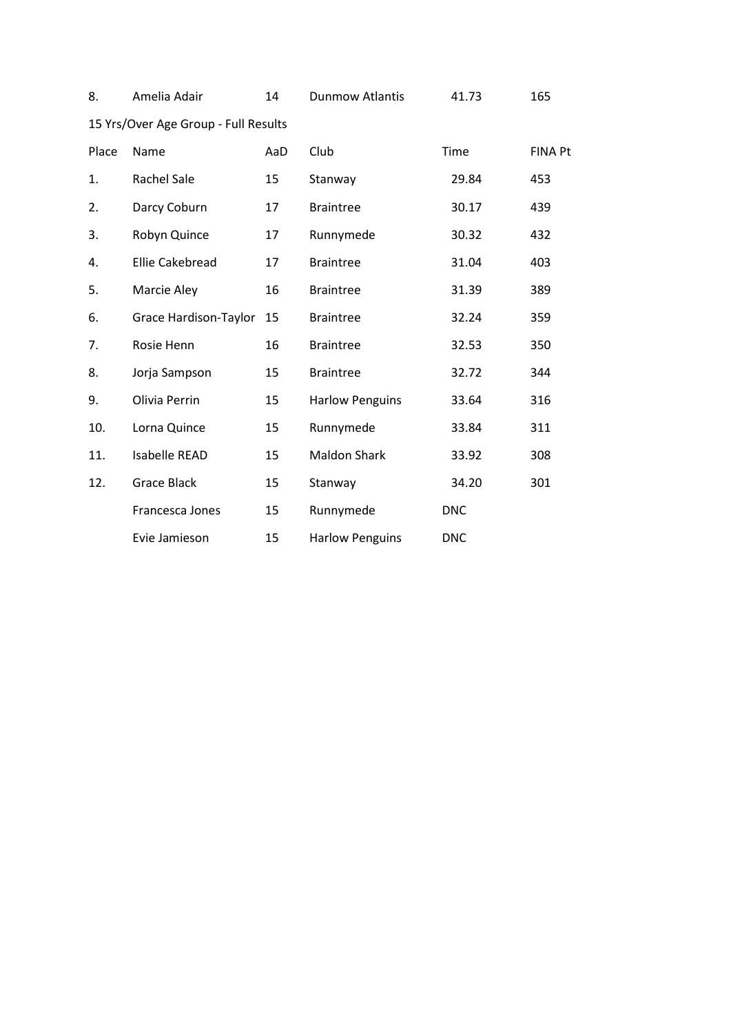| 8. | Amelia Adair | 14 | Dunmow Atlantis | 41.73 | 165 |
|---|---|---|---|---|---|

15 Yrs/Over Age Group - Full Results

| Place | Name | AaD | Club | Time | FINA Pt |
|---|---|---|---|---|---|
| 1. | Rachel Sale | 15 | Stanway | 29.84 | 453 |
| 2. | Darcy Coburn | 17 | Braintree | 30.17 | 439 |
| 3. | Robyn Quince | 17 | Runnymede | 30.32 | 432 |
| 4. | Ellie Cakebread | 17 | Braintree | 31.04 | 403 |
| 5. | Marcie Aley | 16 | Braintree | 31.39 | 389 |
| 6. | Grace Hardison-Taylor | 15 | Braintree | 32.24 | 359 |
| 7. | Rosie Henn | 16 | Braintree | 32.53 | 350 |
| 8. | Jorja Sampson | 15 | Braintree | 32.72 | 344 |
| 9. | Olivia Perrin | 15 | Harlow Penguins | 33.64 | 316 |
| 10. | Lorna Quince | 15 | Runnymede | 33.84 | 311 |
| 11. | Isabelle READ | 15 | Maldon Shark | 33.92 | 308 |
| 12. | Grace Black | 15 | Stanway | 34.20 | 301 |
| | Francesca Jones | 15 | Runnymede | DNC | |
| | Evie Jamieson | 15 | Harlow Penguins | DNC | |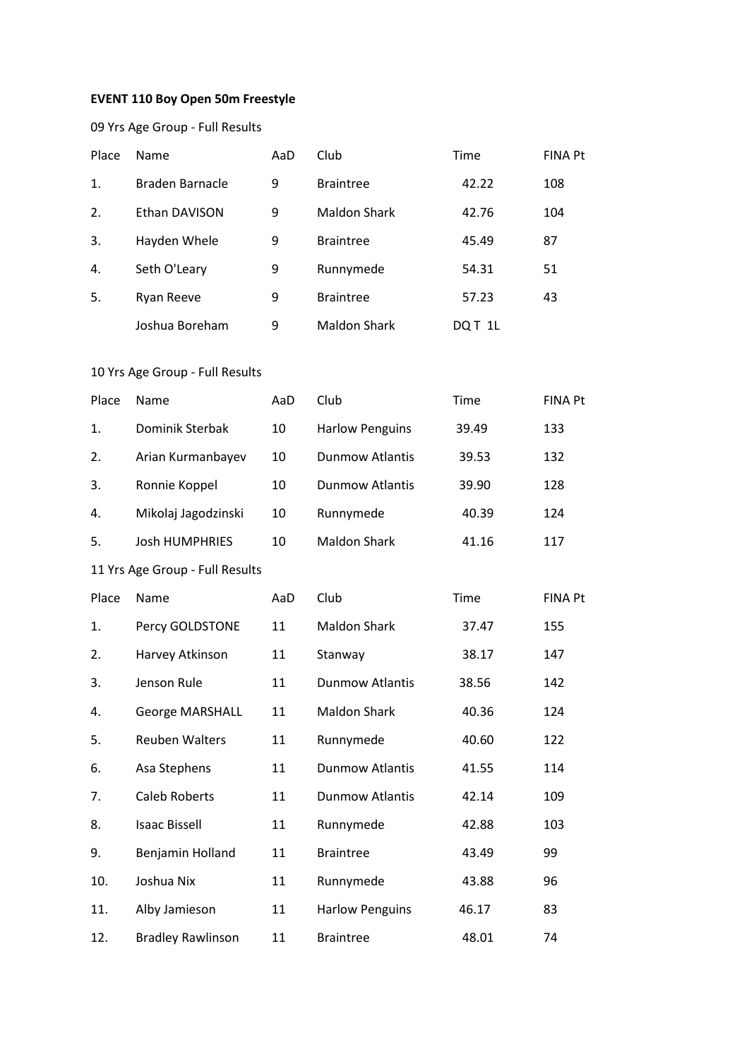**EVENT 110 Boy Open 50m Freestyle**

09 Yrs Age Group - Full Results

| Place | Name | AaD | Club | Time | FINA Pt |
|---|---|---|---|---|---|
| 1. | Braden Barnacle | 9 | Braintree | 42.22 | 108 |
| 2. | Ethan DAVISON | 9 | Maldon Shark | 42.76 | 104 |
| 3. | Hayden Whele | 9 | Braintree | 45.49 | 87 |
| 4. | Seth O'Leary | 9 | Runnymede | 54.31 | 51 |
| 5. | Ryan Reeve | 9 | Braintree | 57.23 | 43 |
| | Joshua Boreham | 9 | Maldon Shark | DQ T 1L | |

10 Yrs Age Group - Full Results

| Place | Name | AaD | Club | Time | FINA Pt |
|---|---|---|---|---|---|
| 1. | Dominik Sterbak | 10 | Harlow Penguins | 39.49 | 133 |
| 2. | Arian Kurmanbayev | 10 | Dunmow Atlantis | 39.53 | 132 |
| 3. | Ronnie Koppel | 10 | Dunmow Atlantis | 39.90 | 128 |
| 4. | Mikolaj Jagodzinski | 10 | Runnymede | 40.39 | 124 |
| 5. | Josh HUMPHRIES | 10 | Maldon Shark | 41.16 | 117 |

11 Yrs Age Group - Full Results

| Place | Name | AaD | Club | Time | FINA Pt |
|---|---|---|---|---|---|
| 1. | Percy GOLDSTONE | 11 | Maldon Shark | 37.47 | 155 |
| 2. | Harvey Atkinson | 11 | Stanway | 38.17 | 147 |
| 3. | Jenson Rule | 11 | Dunmow Atlantis | 38.56 | 142 |
| 4. | George MARSHALL | 11 | Maldon Shark | 40.36 | 124 |
| 5. | Reuben Walters | 11 | Runnymede | 40.60 | 122 |
| 6. | Asa Stephens | 11 | Dunmow Atlantis | 41.55 | 114 |
| 7. | Caleb Roberts | 11 | Dunmow Atlantis | 42.14 | 109 |
| 8. | Isaac Bissell | 11 | Runnymede | 42.88 | 103 |
| 9. | Benjamin Holland | 11 | Braintree | 43.49 | 99 |
| 10. | Joshua Nix | 11 | Runnymede | 43.88 | 96 |
| 11. | Alby Jamieson | 11 | Harlow Penguins | 46.17 | 83 |
| 12. | Bradley Rawlinson | 11 | Braintree | 48.01 | 74 |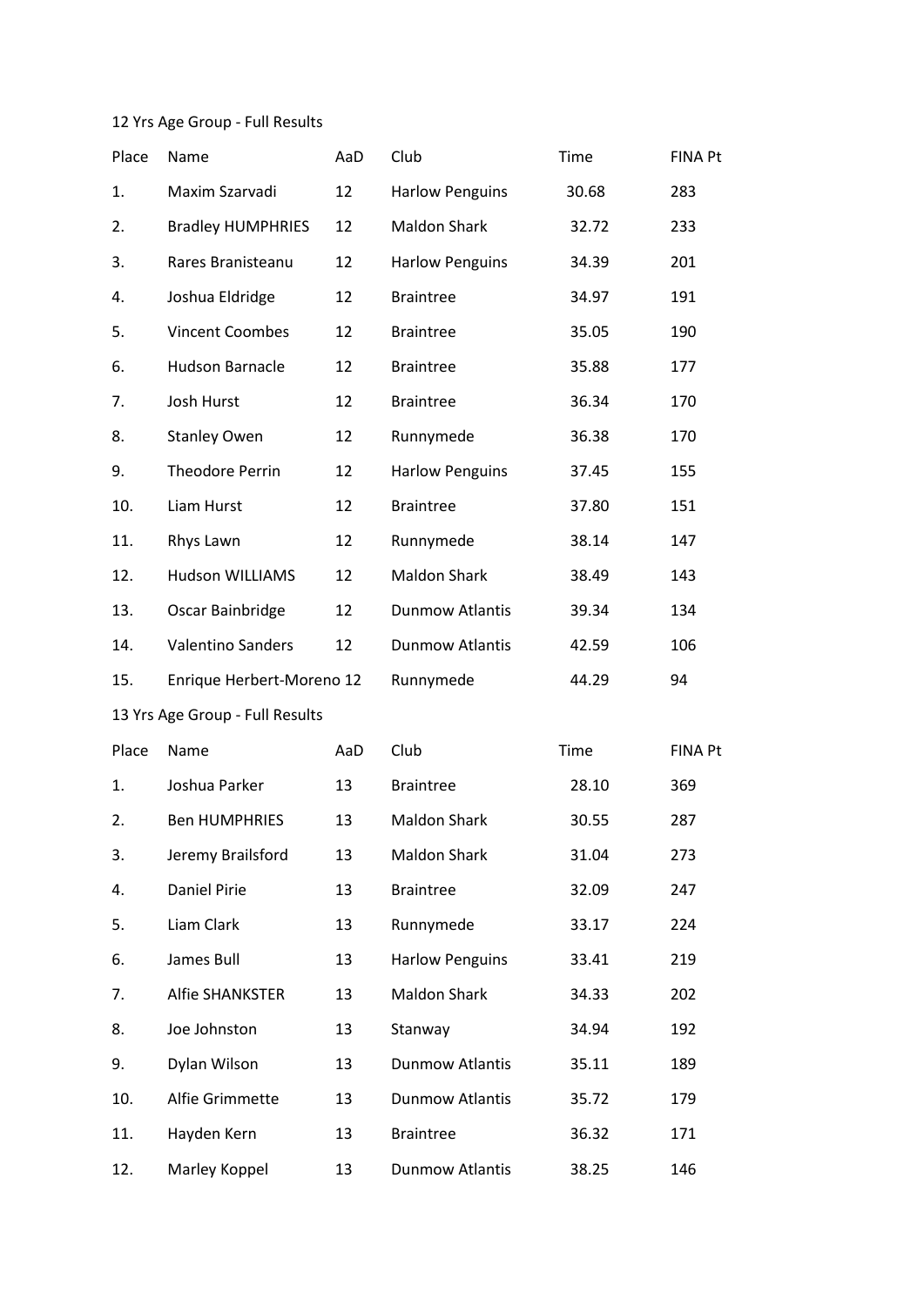12 Yrs Age Group - Full Results

| Place | Name | AaD | Club | Time | FINA Pt |
|---|---|---|---|---|---|
| 1. | Maxim Szarvadi | 12 | Harlow Penguins | 30.68 | 283 |
| 2. | Bradley HUMPHRIES | 12 | Maldon Shark | 32.72 | 233 |
| 3. | Rares Branisteanu | 12 | Harlow Penguins | 34.39 | 201 |
| 4. | Joshua Eldridge | 12 | Braintree | 34.97 | 191 |
| 5. | Vincent Coombes | 12 | Braintree | 35.05 | 190 |
| 6. | Hudson Barnacle | 12 | Braintree | 35.88 | 177 |
| 7. | Josh Hurst | 12 | Braintree | 36.34 | 170 |
| 8. | Stanley Owen | 12 | Runnymede | 36.38 | 170 |
| 9. | Theodore Perrin | 12 | Harlow Penguins | 37.45 | 155 |
| 10. | Liam Hurst | 12 | Braintree | 37.80 | 151 |
| 11. | Rhys Lawn | 12 | Runnymede | 38.14 | 147 |
| 12. | Hudson WILLIAMS | 12 | Maldon Shark | 38.49 | 143 |
| 13. | Oscar Bainbridge | 12 | Dunmow Atlantis | 39.34 | 134 |
| 14. | Valentino Sanders | 12 | Dunmow Atlantis | 42.59 | 106 |
| 15. | Enrique Herbert-Moreno | 12 | Runnymede | 44.29 | 94 |

13 Yrs Age Group - Full Results

| Place | Name | AaD | Club | Time | FINA Pt |
|---|---|---|---|---|---|
| 1. | Joshua Parker | 13 | Braintree | 28.10 | 369 |
| 2. | Ben HUMPHRIES | 13 | Maldon Shark | 30.55 | 287 |
| 3. | Jeremy Brailsford | 13 | Maldon Shark | 31.04 | 273 |
| 4. | Daniel Pirie | 13 | Braintree | 32.09 | 247 |
| 5. | Liam Clark | 13 | Runnymede | 33.17 | 224 |
| 6. | James Bull | 13 | Harlow Penguins | 33.41 | 219 |
| 7. | Alfie SHANKSTER | 13 | Maldon Shark | 34.33 | 202 |
| 8. | Joe Johnston | 13 | Stanway | 34.94 | 192 |
| 9. | Dylan Wilson | 13 | Dunmow Atlantis | 35.11 | 189 |
| 10. | Alfie Grimmette | 13 | Dunmow Atlantis | 35.72 | 179 |
| 11. | Hayden Kern | 13 | Braintree | 36.32 | 171 |
| 12. | Marley Koppel | 13 | Dunmow Atlantis | 38.25 | 146 |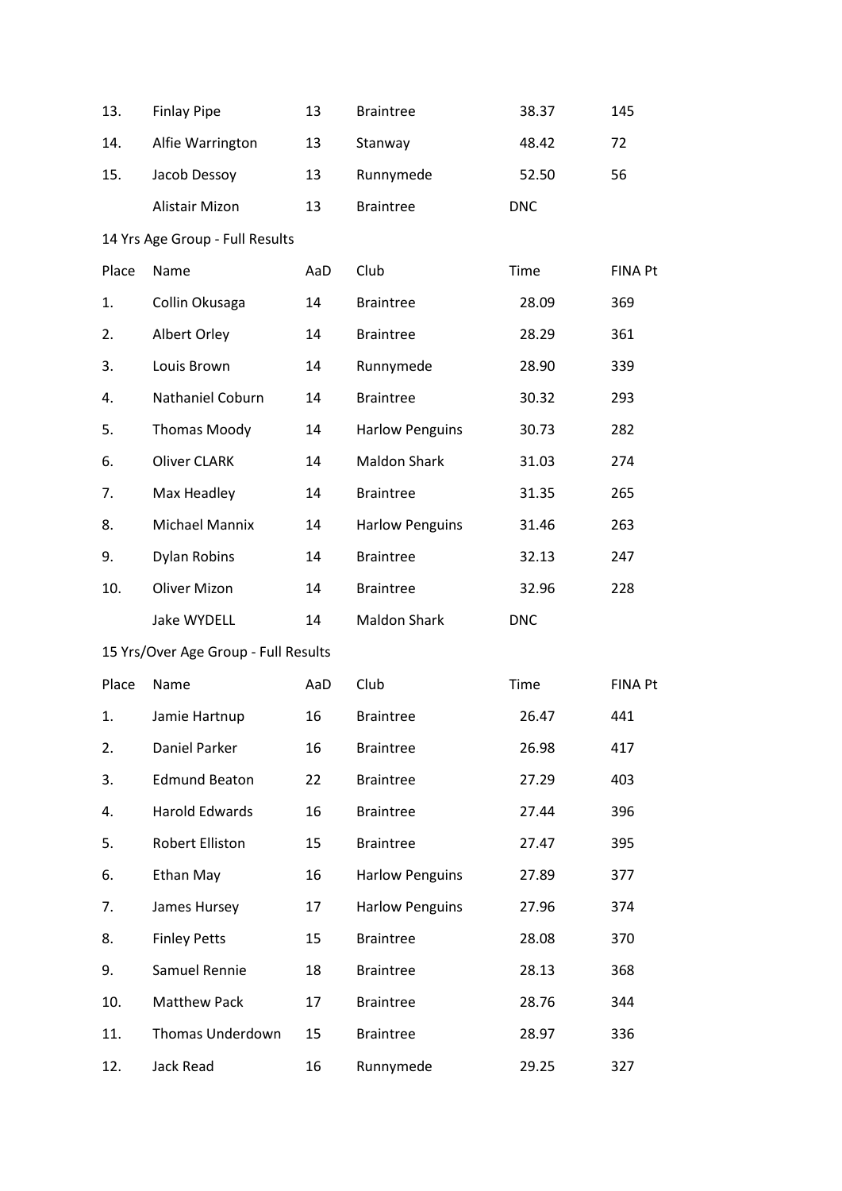| Place | Name | AaD | Club | Time | FINA Pt |
|---|---|---|---|---|---|
| 13. | Finlay Pipe | 13 | Braintree | 38.37 | 145 |
| 14. | Alfie Warrington | 13 | Stanway | 48.42 | 72 |
| 15. | Jacob Dessoy | 13 | Runnymede | 52.50 | 56 |
| | Alistair Mizon | 13 | Braintree | DNC | |

14 Yrs Age Group - Full Results

| Place | Name | AaD | Club | Time | FINA Pt |
|---|---|---|---|---|---|
| 1. | Collin Okusaga | 14 | Braintree | 28.09 | 369 |
| 2. | Albert Orley | 14 | Braintree | 28.29 | 361 |
| 3. | Louis Brown | 14 | Runnymede | 28.90 | 339 |
| 4. | Nathaniel Coburn | 14 | Braintree | 30.32 | 293 |
| 5. | Thomas Moody | 14 | Harlow Penguins | 30.73 | 282 |
| 6. | Oliver CLARK | 14 | Maldon Shark | 31.03 | 274 |
| 7. | Max Headley | 14 | Braintree | 31.35 | 265 |
| 8. | Michael Mannix | 14 | Harlow Penguins | 31.46 | 263 |
| 9. | Dylan Robins | 14 | Braintree | 32.13 | 247 |
| 10. | Oliver Mizon | 14 | Braintree | 32.96 | 228 |
| | Jake WYDELL | 14 | Maldon Shark | DNC | |

15 Yrs/Over Age Group - Full Results

| Place | Name | AaD | Club | Time | FINA Pt |
|---|---|---|---|---|---|
| 1. | Jamie Hartnup | 16 | Braintree | 26.47 | 441 |
| 2. | Daniel Parker | 16 | Braintree | 26.98 | 417 |
| 3. | Edmund Beaton | 22 | Braintree | 27.29 | 403 |
| 4. | Harold Edwards | 16 | Braintree | 27.44 | 396 |
| 5. | Robert Elliston | 15 | Braintree | 27.47 | 395 |
| 6. | Ethan May | 16 | Harlow Penguins | 27.89 | 377 |
| 7. | James Hursey | 17 | Harlow Penguins | 27.96 | 374 |
| 8. | Finley Petts | 15 | Braintree | 28.08 | 370 |
| 9. | Samuel Rennie | 18 | Braintree | 28.13 | 368 |
| 10. | Matthew Pack | 17 | Braintree | 28.76 | 344 |
| 11. | Thomas Underdown | 15 | Braintree | 28.97 | 336 |
| 12. | Jack Read | 16 | Runnymede | 29.25 | 327 |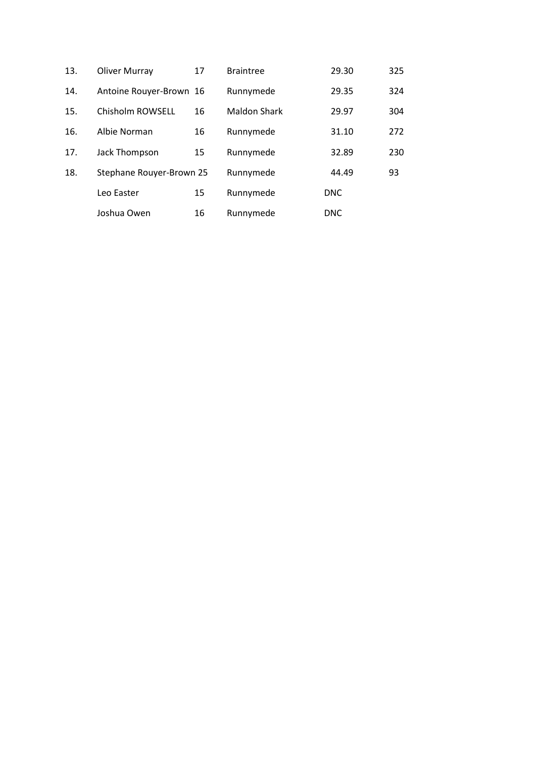| | | | | | |
|---|---|---|---|---|---|
| 13. | Oliver Murray | 17 | Braintree | 29.30 | 325 |
| 14. | Antoine Rouyer-Brown | 16 | Runnymede | 29.35 | 324 |
| 15. | Chisholm ROWSELL | 16 | Maldon Shark | 29.97 | 304 |
| 16. | Albie Norman | 16 | Runnymede | 31.10 | 272 |
| 17. | Jack Thompson | 15 | Runnymede | 32.89 | 230 |
| 18. | Stephane Rouyer-Brown | 25 | Runnymede | 44.49 | 93 |
| | Leo Easter | 15 | Runnymede | DNC | |
| | Joshua Owen | 16 | Runnymede | DNC | |